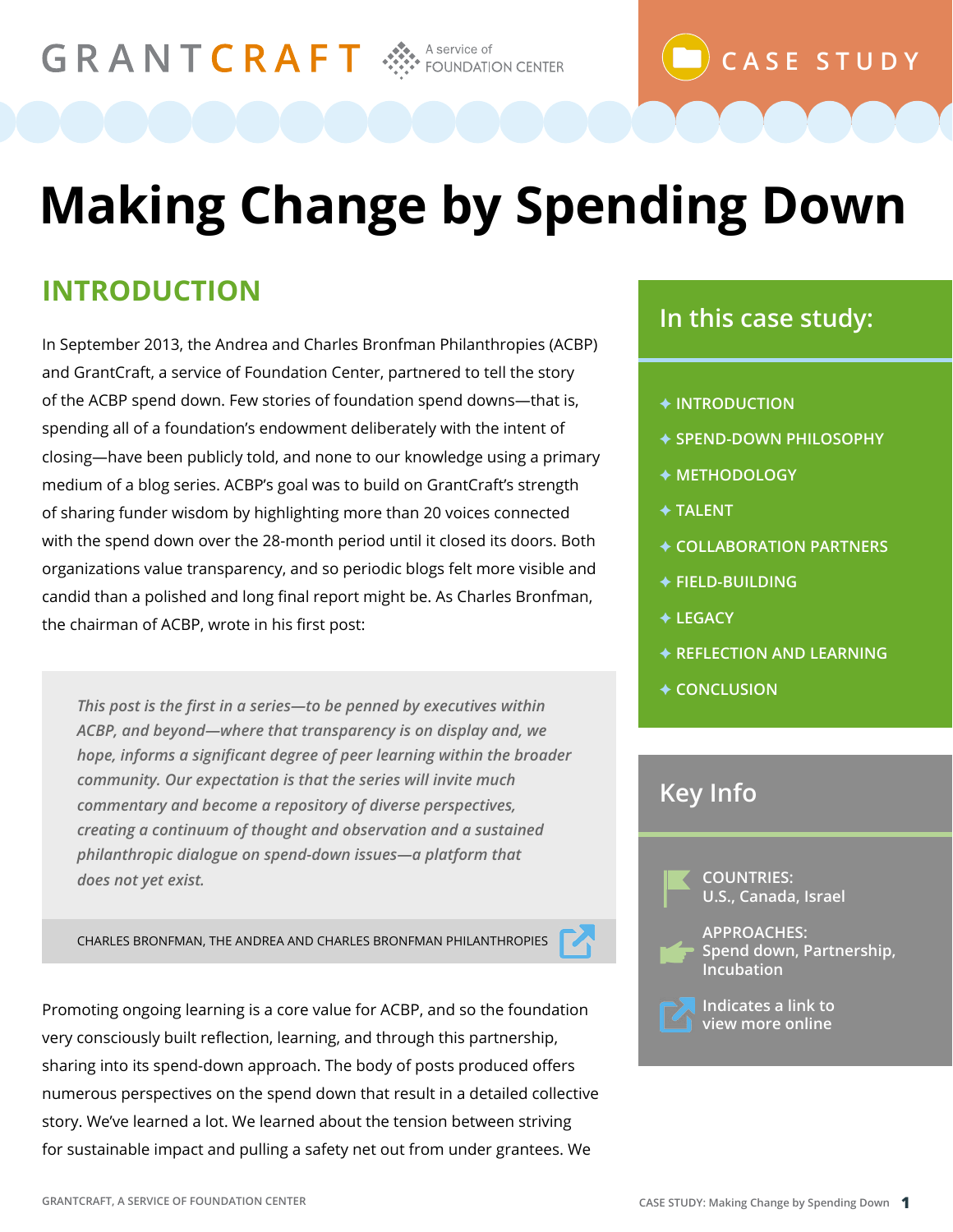GRANTCRAFT A service of FOUNDATION CENTER

CASE STUDY

# Making Change by Spending Down

## INTRODUCTION

In September 2013, the Andrea and Charles Bronfman Philanthropies (ACBP) and GrantCraft, a service of Foundation Center, partnered to tell the story of the ACBP spend down. Few stories of foundation spend downs—that is, spending all of a foundation's endowment deliberately with the intent of closing—have been publicly told, and none to our knowledge using a primary medium of a blog series. ACBP's goal was to build on GrantCraft's strength of sharing funder wisdom by highlighting more than 20 voices connected with the spend down over the 28-month period until it closed its doors. Both organizations value transparency, and so periodic blogs felt more visible and candid than a polished and long final report might be. As Charles Bronfman, the chairman of ACBP, wrote in his first post:

> *This post is the first in a series—to be penned by executives within ACBP, and beyond—where that transparency is on display and, we hope, informs a significant degree of peer learning within the broader community. Our expectation is that the series will invite much commentary and become a repository of diverse perspectives, creating a continuum of thought and observation and a sustained philanthropic dialogue on spend-down issues—a platform that does not yet exist.*
>
> CHARLES BRONFMAN, THE ANDREA AND CHARLES BRONFMAN PHILANTHROPIES

Promoting ongoing learning is a core value for ACBP, and so the foundation very consciously built reflection, learning, and through this partnership, sharing into its spend-down approach. The body of posts produced offers numerous perspectives on the spend down that result in a detailed collective story. We've learned a lot. We learned about the tension between striving for sustainable impact and pulling a safety net out from under grantees. We

### In this case study:

- INTRODUCTION
- SPEND-DOWN PHILOSOPHY
- METHODOLOGY
- TALENT
- COLLABORATION PARTNERS
- FIELD-BUILDING
- LEGACY
- REFLECTION AND LEARNING
- CONCLUSION

### Key Info

COUNTRIES:
U.S., Canada, Israel

APPROACHES:
Spend down, Partnership, Incubation

Indicates a link to view more online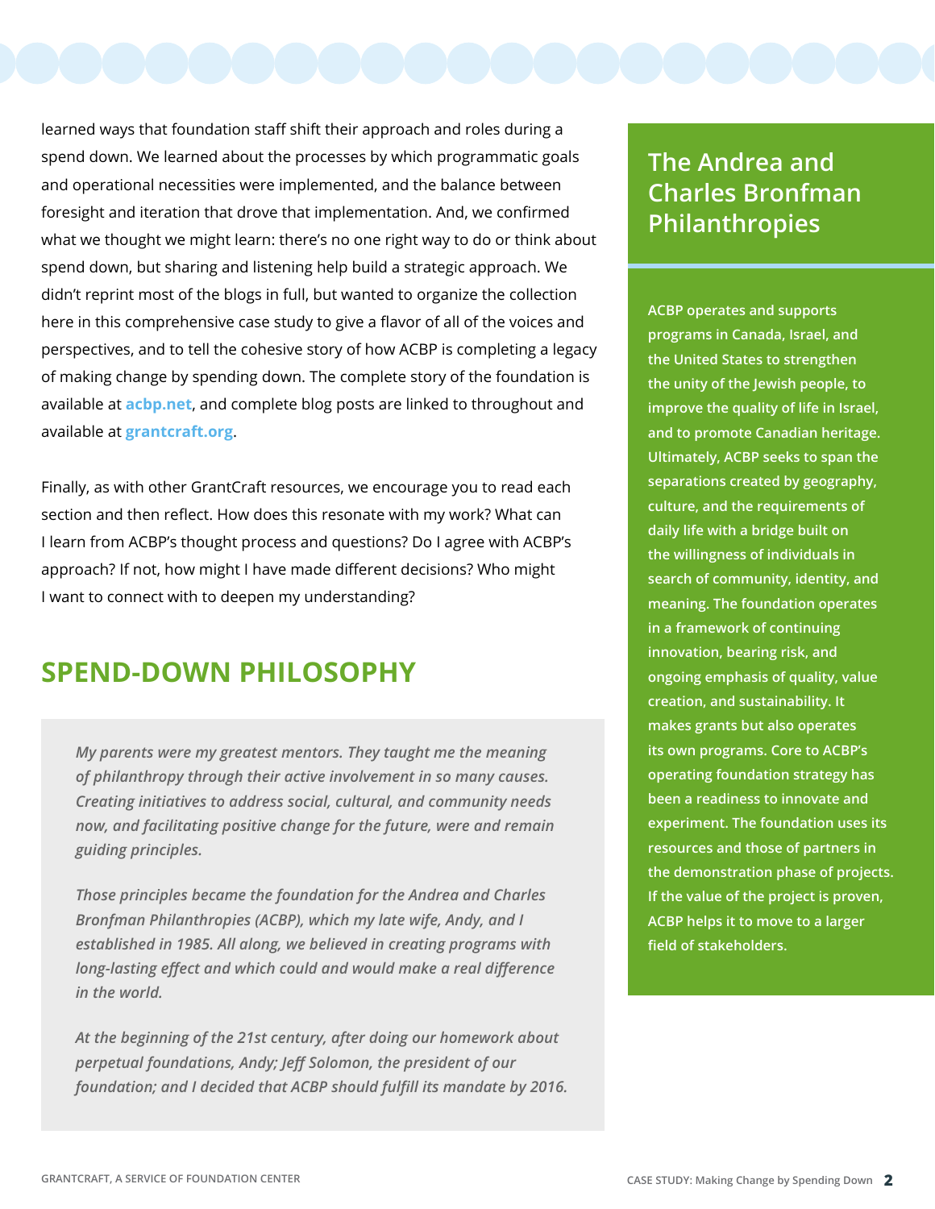learned ways that foundation staff shift their approach and roles during a spend down. We learned about the processes by which programmatic goals and operational necessities were implemented, and the balance between foresight and iteration that drove that implementation. And, we confirmed what we thought we might learn: there's no one right way to do or think about spend down, but sharing and listening help build a strategic approach. We didn't reprint most of the blogs in full, but wanted to organize the collection here in this comprehensive case study to give a flavor of all of the voices and perspectives, and to tell the cohesive story of how ACBP is completing a legacy of making change by spending down. The complete story of the foundation is available at **acbp.net**, and complete blog posts are linked to throughout and available at **grantcraft.org**.

Finally, as with other GrantCraft resources, we encourage you to read each section and then reflect. How does this resonate with my work? What can I learn from ACBP's thought process and questions? Do I agree with ACBP's approach? If not, how might I have made different decisions? Who might I want to connect with to deepen my understanding?

## SPEND-DOWN PHILOSOPHY

> *My parents were my greatest mentors. They taught me the meaning of philanthropy through their active involvement in so many causes. Creating initiatives to address social, cultural, and community needs now, and facilitating positive change for the future, were and remain guiding principles.*
>
> *Those principles became the foundation for the Andrea and Charles Bronfman Philanthropies (ACBP), which my late wife, Andy, and I established in 1985. All along, we believed in creating programs with long-lasting effect and which could and would make a real difference in the world.*
>
> *At the beginning of the 21st century, after doing our homework about perpetual foundations, Andy; Jeff Solomon, the president of our foundation; and I decided that ACBP should fulfill its mandate by 2016.*

### The Andrea and Charles Bronfman Philanthropies

**ACBP operates and supports programs in Canada, Israel, and the United States to strengthen the unity of the Jewish people, to improve the quality of life in Israel, and to promote Canadian heritage. Ultimately, ACBP seeks to span the separations created by geography, culture, and the requirements of daily life with a bridge built on the willingness of individuals in search of community, identity, and meaning. The foundation operates in a framework of continuing innovation, bearing risk, and ongoing emphasis of quality, value creation, and sustainability. It makes grants but also operates its own programs. Core to ACBP's operating foundation strategy has been a readiness to innovate and experiment. The foundation uses its resources and those of partners in the demonstration phase of projects. If the value of the project is proven, ACBP helps it to move to a larger field of stakeholders.**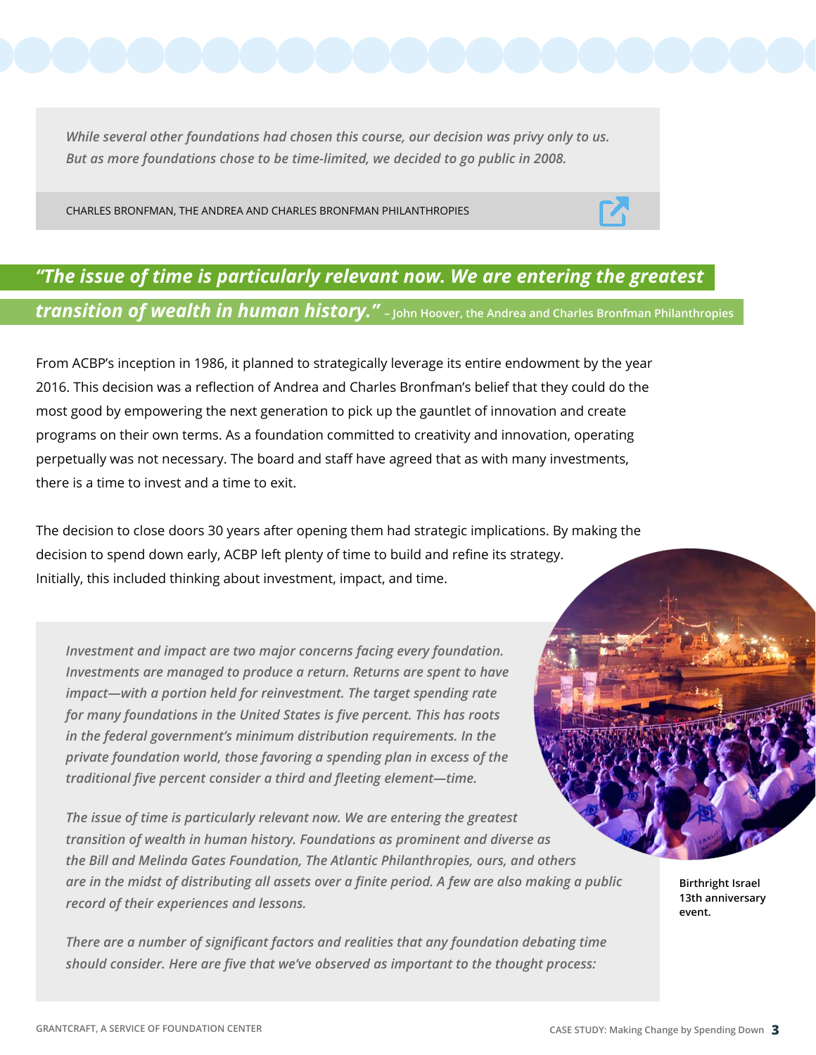> *While several other foundations had chosen this course, our decision was privy only to us. But as more foundations chose to be time-limited, we decided to go public in 2008.*
>
> CHARLES BRONFMAN, THE ANDREA AND CHARLES BRONFMAN PHILANTHROPIES

***"The issue of time is particularly relevant now. We are entering the greatest transition of wealth in human history."*** – John Hoover, the Andrea and Charles Bronfman Philanthropies

From ACBP's inception in 1986, it planned to strategically leverage its entire endowment by the year 2016. This decision was a reflection of Andrea and Charles Bronfman's belief that they could do the most good by empowering the next generation to pick up the gauntlet of innovation and create programs on their own terms. As a foundation committed to creativity and innovation, operating perpetually was not necessary. The board and staff have agreed that as with many investments, there is a time to invest and a time to exit.

The decision to close doors 30 years after opening them had strategic implications. By making the decision to spend down early, ACBP left plenty of time to build and refine its strategy. Initially, this included thinking about investment, impact, and time.

> *Investment and impact are two major concerns facing every foundation. Investments are managed to produce a return. Returns are spent to have impact—with a portion held for reinvestment. The target spending rate for many foundations in the United States is five percent. This has roots in the federal government's minimum distribution requirements. In the private foundation world, those favoring a spending plan in excess of the traditional five percent consider a third and fleeting element—time.*
>
> *The issue of time is particularly relevant now. We are entering the greatest transition of wealth in human history. Foundations as prominent and diverse as the Bill and Melinda Gates Foundation, The Atlantic Philanthropies, ours, and others are in the midst of distributing all assets over a finite period. A few are also making a public record of their experiences and lessons.*
>
> *There are a number of significant factors and realities that any foundation debating time should consider. Here are five that we've observed as important to the thought process:*

**Birthright Israel 13th anniversary event.**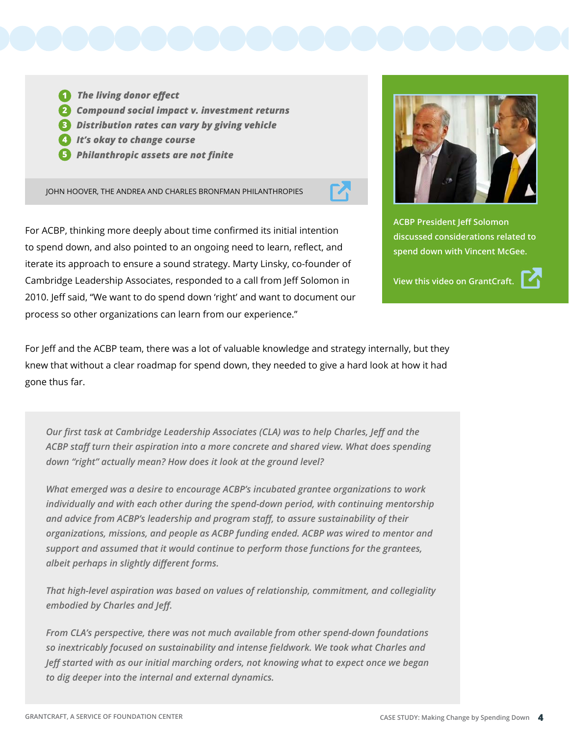1. ***The living donor effect***
2. ***Compound social impact v. investment returns***
3. ***Distribution rates can vary by giving vehicle***
4. ***It's okay to change course***
5. ***Philanthropic assets are not finite***

JOHN HOOVER, THE ANDREA AND CHARLES BRONFMAN PHILANTHROPIES

For ACBP, thinking more deeply about time confirmed its initial intention to spend down, and also pointed to an ongoing need to learn, reflect, and iterate its approach to ensure a sound strategy. Marty Linsky, co-founder of Cambridge Leadership Associates, responded to a call from Jeff Solomon in 2010. Jeff said, "We want to do spend down 'right' and want to document our process so other organizations can learn from our experience."

**ACBP President Jeff Solomon discussed considerations related to spend down with Vincent McGee.**

**View this video on GrantCraft.**

For Jeff and the ACBP team, there was a lot of valuable knowledge and strategy internally, but they knew that without a clear roadmap for spend down, they needed to give a hard look at how it had gone thus far.

*Our first task at Cambridge Leadership Associates (CLA) was to help Charles, Jeff and the ACBP staff turn their aspiration into a more concrete and shared view. What does spending down "right" actually mean? How does it look at the ground level?*

*What emerged was a desire to encourage ACBP's incubated grantee organizations to work individually and with each other during the spend-down period, with continuing mentorship and advice from ACBP's leadership and program staff, to assure sustainability of their organizations, missions, and people as ACBP funding ended. ACBP was wired to mentor and support and assumed that it would continue to perform those functions for the grantees, albeit perhaps in slightly different forms.*

*That high-level aspiration was based on values of relationship, commitment, and collegiality embodied by Charles and Jeff.*

*From CLA's perspective, there was not much available from other spend-down foundations so inextricably focused on sustainability and intense fieldwork. We took what Charles and Jeff started with as our initial marching orders, not knowing what to expect once we began to dig deeper into the internal and external dynamics.*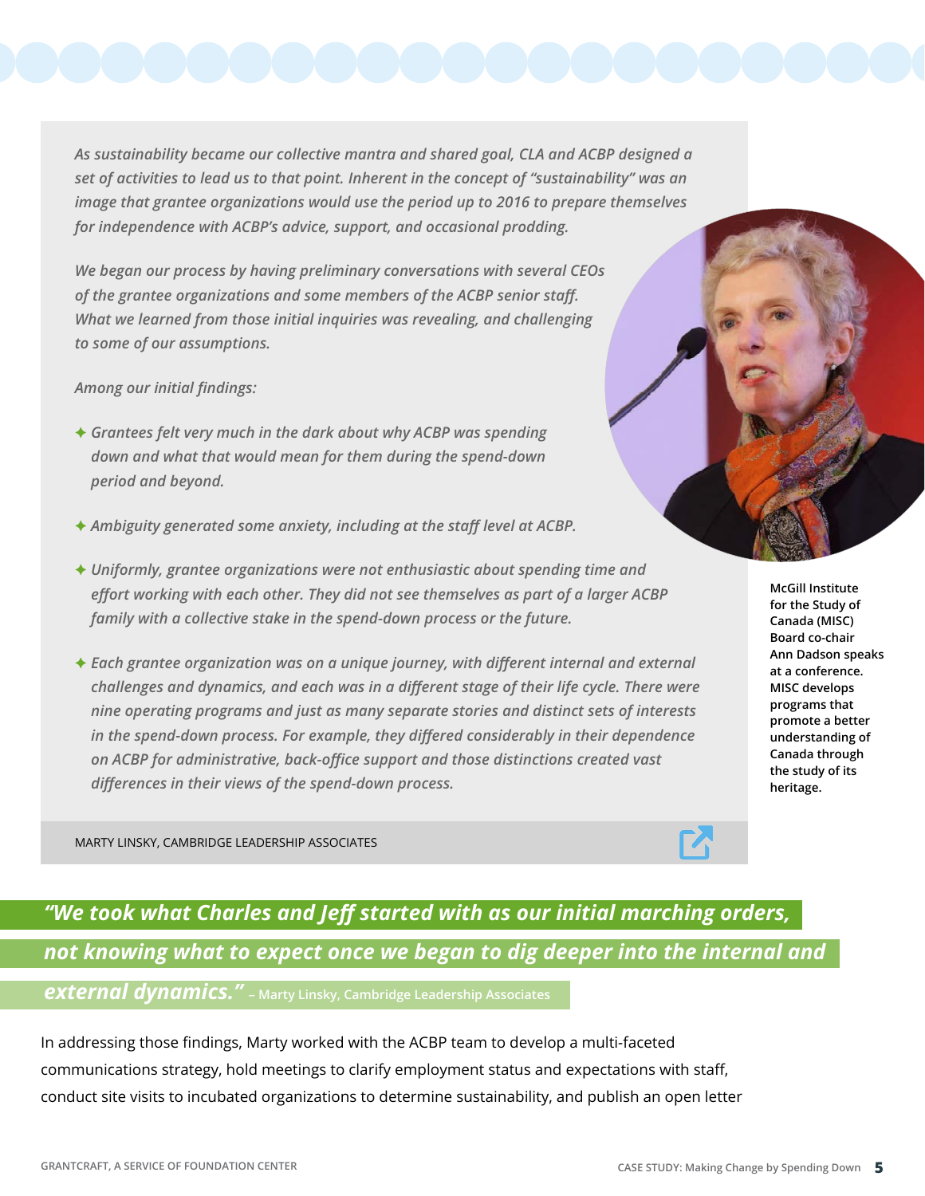*As sustainability became our collective mantra and shared goal, CLA and ACBP designed a set of activities to lead us to that point. Inherent in the concept of "sustainability" was an image that grantee organizations would use the period up to 2016 to prepare themselves for independence with ACBP's advice, support, and occasional prodding.*

*We began our process by having preliminary conversations with several CEOs of the grantee organizations and some members of the ACBP senior staff. What we learned from those initial inquiries was revealing, and challenging to some of our assumptions.*

*Among our initial findings:*

- *Grantees felt very much in the dark about why ACBP was spending down and what that would mean for them during the spend-down period and beyond.*
- *Ambiguity generated some anxiety, including at the staff level at ACBP.*
- *Uniformly, grantee organizations were not enthusiastic about spending time and effort working with each other. They did not see themselves as part of a larger ACBP family with a collective stake in the spend-down process or the future.*
- *Each grantee organization was on a unique journey, with different internal and external challenges and dynamics, and each was in a different stage of their life cycle. There were nine operating programs and just as many separate stories and distinct sets of interests in the spend-down process. For example, they differed considerably in their dependence on ACBP for administrative, back-office support and those distinctions created vast differences in their views of the spend-down process.*

MARTY LINSKY, CAMBRIDGE LEADERSHIP ASSOCIATES

**McGill Institute for the Study of Canada (MISC) Board co-chair Ann Dadson speaks at a conference. MISC develops programs that promote a better understanding of Canada through the study of its heritage.**

***"We took what Charles and Jeff started with as our initial marching orders, not knowing what to expect once we began to dig deeper into the internal and external dynamics."*** – Marty Linsky, Cambridge Leadership Associates

In addressing those findings, Marty worked with the ACBP team to develop a multi-faceted communications strategy, hold meetings to clarify employment status and expectations with staff, conduct site visits to incubated organizations to determine sustainability, and publish an open letter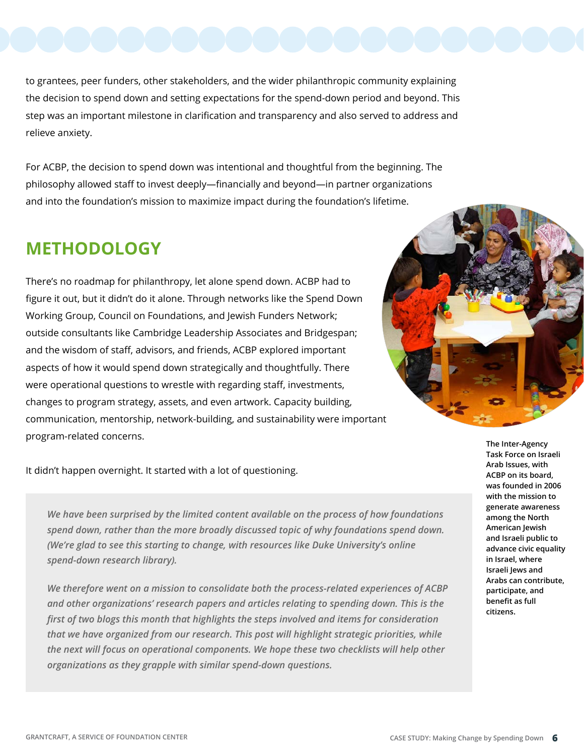to grantees, peer funders, other stakeholders, and the wider philanthropic community explaining the decision to spend down and setting expectations for the spend-down period and beyond. This step was an important milestone in clarification and transparency and also served to address and relieve anxiety.

For ACBP, the decision to spend down was intentional and thoughtful from the beginning. The philosophy allowed staff to invest deeply—financially and beyond—in partner organizations and into the foundation's mission to maximize impact during the foundation's lifetime.

## METHODOLOGY

There's no roadmap for philanthropy, let alone spend down. ACBP had to figure it out, but it didn't do it alone. Through networks like the Spend Down Working Group, Council on Foundations, and Jewish Funders Network; outside consultants like Cambridge Leadership Associates and Bridgespan; and the wisdom of staff, advisors, and friends, ACBP explored important aspects of how it would spend down strategically and thoughtfully. There were operational questions to wrestle with regarding staff, investments, changes to program strategy, assets, and even artwork. Capacity building, communication, mentorship, network-building, and sustainability were important program-related concerns.

It didn't happen overnight. It started with a lot of questioning.

> *We have been surprised by the limited content available on the process of how foundations spend down, rather than the more broadly discussed topic of why foundations spend down. (We're glad to see this starting to change, with resources like Duke University's online spend-down research library).*
>
> *We therefore went on a mission to consolidate both the process-related experiences of ACBP and other organizations' research papers and articles relating to spending down. This is the first of two blogs this month that highlights the steps involved and items for consideration that we have organized from our research. This post will highlight strategic priorities, while the next will focus on operational components. We hope these two checklists will help other organizations as they grapple with similar spend-down questions.*

**The Inter-Agency Task Force on Israeli Arab Issues, with ACBP on its board, was founded in 2006 with the mission to generate awareness among the North American Jewish and Israeli public to advance civic equality in Israel, where Israeli Jews and Arabs can contribute, participate, and benefit as full citizens.**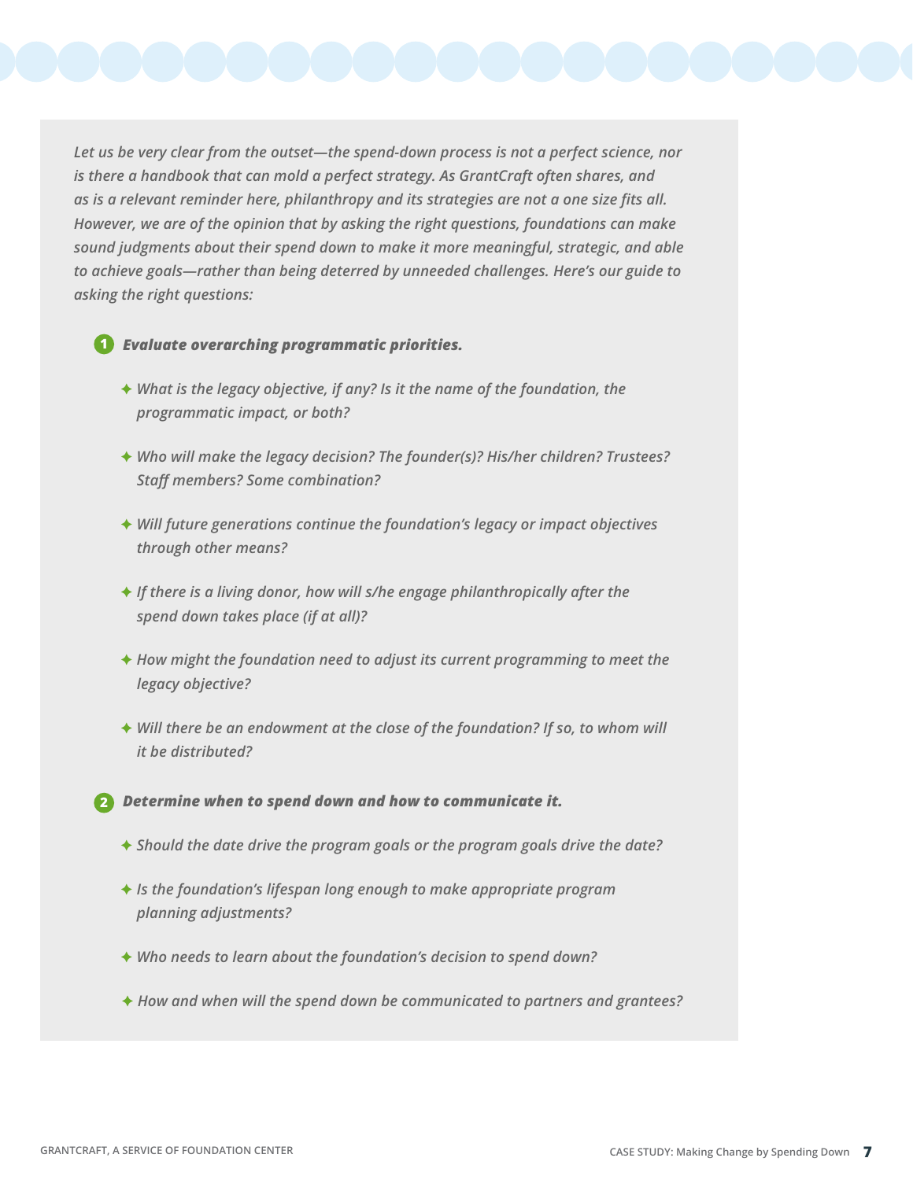*Let us be very clear from the outset—the spend-down process is not a perfect science, nor is there a handbook that can mold a perfect strategy. As GrantCraft often shares, and as is a relevant reminder here, philanthropy and its strategies are not a one size fits all. However, we are of the opinion that by asking the right questions, foundations can make sound judgments about their spend down to make it more meaningful, strategic, and able to achieve goals—rather than being deterred by unneeded challenges. Here's our guide to asking the right questions:*

1. ***Evaluate overarching programmatic priorities.***

   - *What is the legacy objective, if any? Is it the name of the foundation, the programmatic impact, or both?*
   - *Who will make the legacy decision? The founder(s)? His/her children? Trustees? Staff members? Some combination?*
   - *Will future generations continue the foundation's legacy or impact objectives through other means?*
   - *If there is a living donor, how will s/he engage philanthropically after the spend down takes place (if at all)?*
   - *How might the foundation need to adjust its current programming to meet the legacy objective?*
   - *Will there be an endowment at the close of the foundation? If so, to whom will it be distributed?*

2. ***Determine when to spend down and how to communicate it.***

   - *Should the date drive the program goals or the program goals drive the date?*
   - *Is the foundation's lifespan long enough to make appropriate program planning adjustments?*
   - *Who needs to learn about the foundation's decision to spend down?*
   - *How and when will the spend down be communicated to partners and grantees?*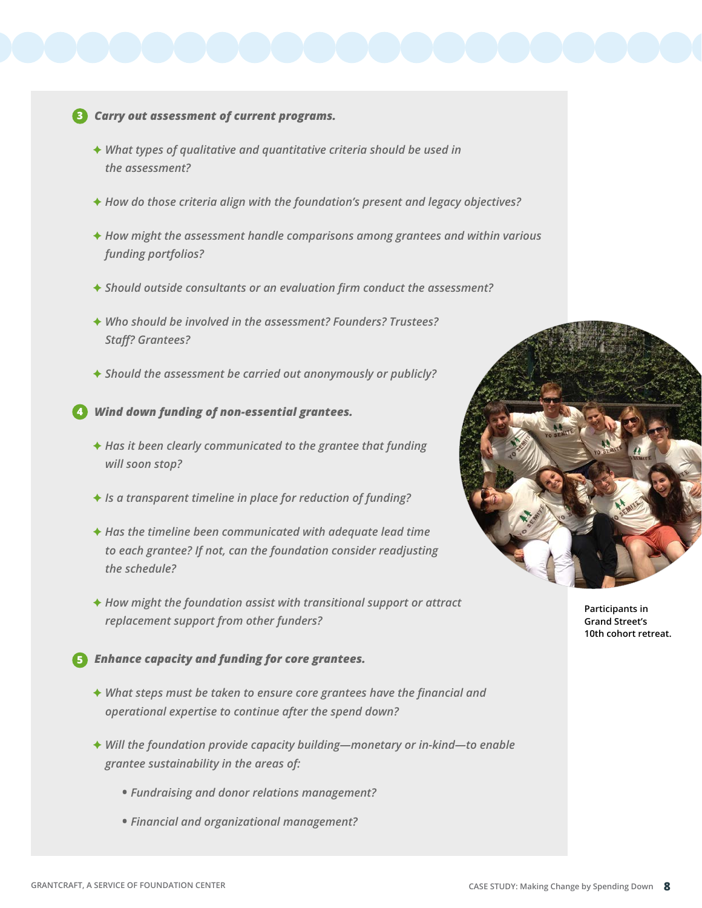3. ***Carry out assessment of current programs.***

   - *What types of qualitative and quantitative criteria should be used in the assessment?*
   - *How do those criteria align with the foundation's present and legacy objectives?*
   - *How might the assessment handle comparisons among grantees and within various funding portfolios?*
   - *Should outside consultants or an evaluation firm conduct the assessment?*
   - *Who should be involved in the assessment? Founders? Trustees? Staff? Grantees?*
   - *Should the assessment be carried out anonymously or publicly?*

4. ***Wind down funding of non-essential grantees.***

   - *Has it been clearly communicated to the grantee that funding will soon stop?*
   - *Is a transparent timeline in place for reduction of funding?*
   - *Has the timeline been communicated with adequate lead time to each grantee? If not, can the foundation consider readjusting the schedule?*
   - *How might the foundation assist with transitional support or attract replacement support from other funders?*

5. ***Enhance capacity and funding for core grantees.***

   - *What steps must be taken to ensure core grantees have the financial and operational expertise to continue after the spend down?*
   - *Will the foundation provide capacity building—monetary or in-kind—to enable grantee sustainability in the areas of:*
     - *Fundraising and donor relations management?*
     - *Financial and organizational management?*

Participants in Grand Street's 10th cohort retreat.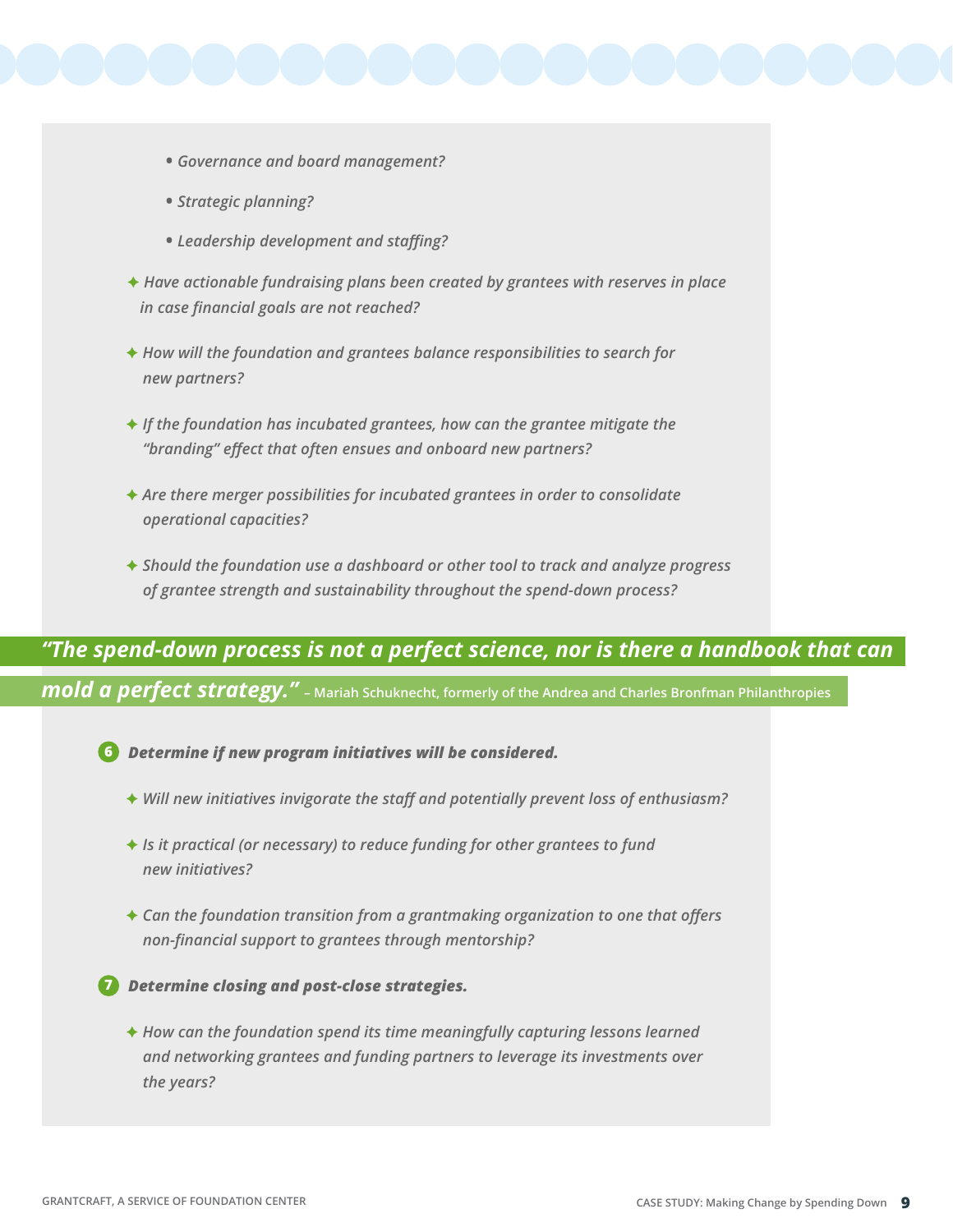- *Governance and board management?*
- *Strategic planning?*
- *Leadership development and staffing?*

✦ *Have actionable fundraising plans been created by grantees with reserves in place in case financial goals are not reached?*

✦ *How will the foundation and grantees balance responsibilities to search for new partners?*

✦ *If the foundation has incubated grantees, how can the grantee mitigate the "branding" effect that often ensues and onboard new partners?*

✦ *Are there merger possibilities for incubated grantees in order to consolidate operational capacities?*

✦ *Should the foundation use a dashboard or other tool to track and analyze progress of grantee strength and sustainability throughout the spend-down process?*

> ***"The spend-down process is not a perfect science, nor is there a handbook that can mold a perfect strategy."*** – Mariah Schuknecht, formerly of the Andrea and Charles Bronfman Philanthropies

**6** ***Determine if new program initiatives will be considered.***

✦ *Will new initiatives invigorate the staff and potentially prevent loss of enthusiasm?*

✦ *Is it practical (or necessary) to reduce funding for other grantees to fund new initiatives?*

✦ *Can the foundation transition from a grantmaking organization to one that offers non-financial support to grantees through mentorship?*

**7** ***Determine closing and post-close strategies.***

✦ *How can the foundation spend its time meaningfully capturing lessons learned and networking grantees and funding partners to leverage its investments over the years?*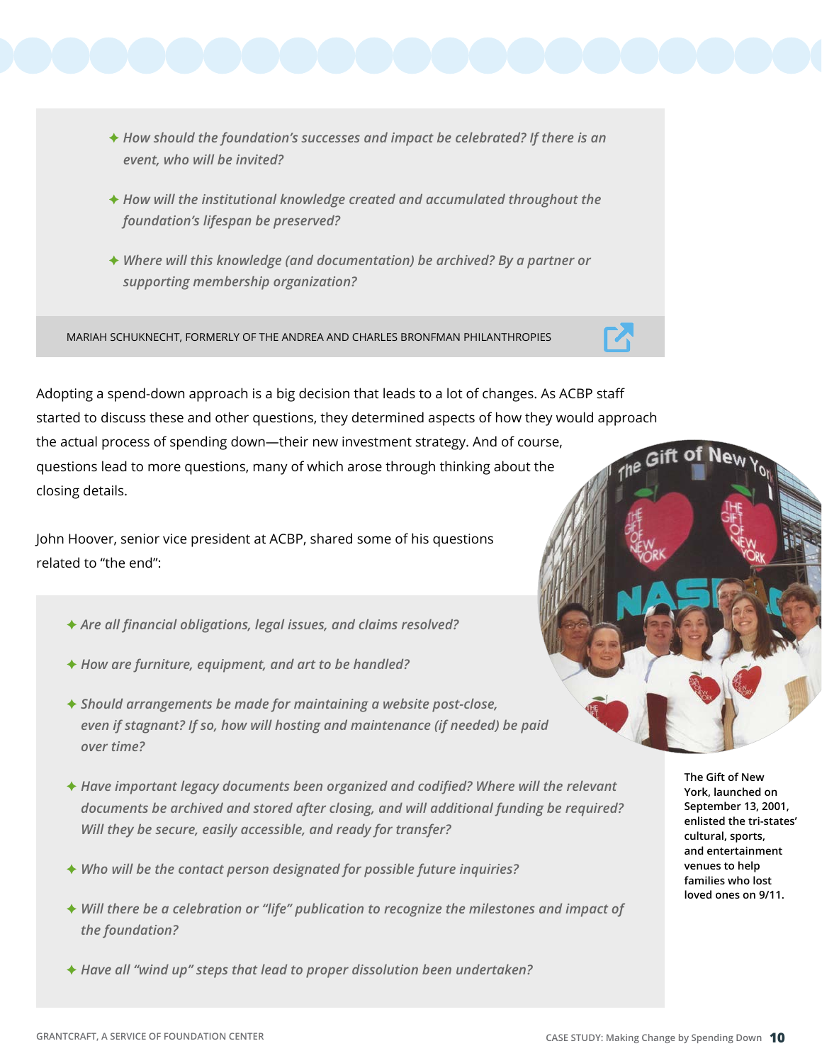- *How should the foundation's successes and impact be celebrated? If there is an event, who will be invited?*
- *How will the institutional knowledge created and accumulated throughout the foundation's lifespan be preserved?*
- *Where will this knowledge (and documentation) be archived? By a partner or supporting membership organization?*

MARIAH SCHUKNECHT, FORMERLY OF THE ANDREA AND CHARLES BRONFMAN PHILANTHROPIES

Adopting a spend-down approach is a big decision that leads to a lot of changes. As ACBP staff started to discuss these and other questions, they determined aspects of how they would approach the actual process of spending down—their new investment strategy. And of course, questions lead to more questions, many of which arose through thinking about the closing details.

John Hoover, senior vice president at ACBP, shared some of his questions related to "the end":

- *Are all financial obligations, legal issues, and claims resolved?*
- *How are furniture, equipment, and art to be handled?*
- *Should arrangements be made for maintaining a website post-close, even if stagnant? If so, how will hosting and maintenance (if needed) be paid over time?*
- *Have important legacy documents been organized and codified? Where will the relevant documents be archived and stored after closing, and will additional funding be required? Will they be secure, easily accessible, and ready for transfer?*
- *Who will be the contact person designated for possible future inquiries?*
- *Will there be a celebration or "life" publication to recognize the milestones and impact of the foundation?*
- *Have all "wind up" steps that lead to proper dissolution been undertaken?*

**The Gift of New York, launched on September 13, 2001, enlisted the tri-states' cultural, sports, and entertainment venues to help families who lost loved ones on 9/11.**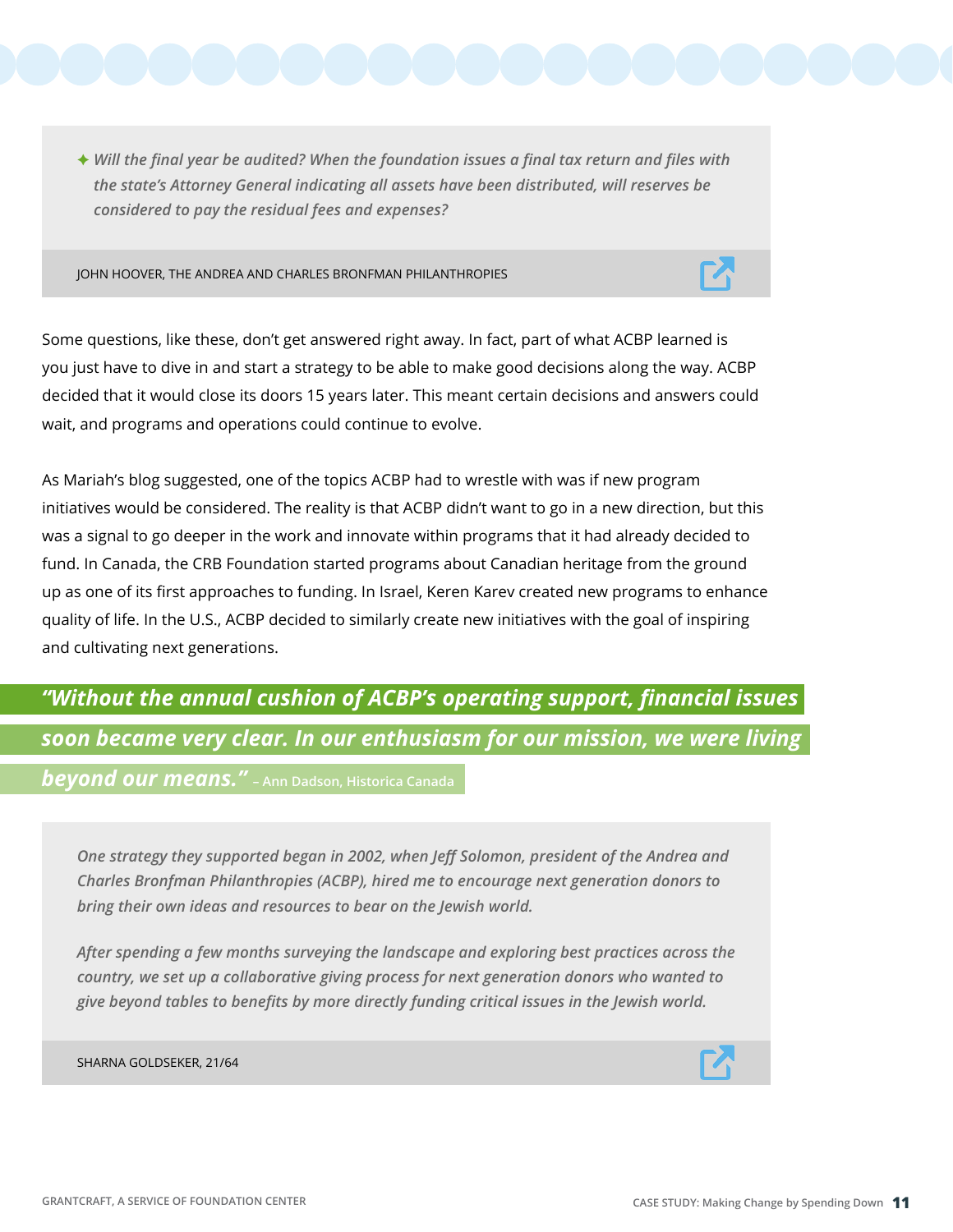> ✦ *Will the final year be audited? When the foundation issues a final tax return and files with the state's Attorney General indicating all assets have been distributed, will reserves be considered to pay the residual fees and expenses?*
>
> JOHN HOOVER, THE ANDREA AND CHARLES BRONFMAN PHILANTHROPIES

Some questions, like these, don't get answered right away. In fact, part of what ACBP learned is you just have to dive in and start a strategy to be able to make good decisions along the way. ACBP decided that it would close its doors 15 years later. This meant certain decisions and answers could wait, and programs and operations could continue to evolve.

As Mariah's blog suggested, one of the topics ACBP had to wrestle with was if new program initiatives would be considered. The reality is that ACBP didn't want to go in a new direction, but this was a signal to go deeper in the work and innovate within programs that it had already decided to fund. In Canada, the CRB Foundation started programs about Canadian heritage from the ground up as one of its first approaches to funding. In Israel, Keren Karev created new programs to enhance quality of life. In the U.S., ACBP decided to similarly create new initiatives with the goal of inspiring and cultivating next generations.

***"Without the annual cushion of ACBP's operating support, financial issues soon became very clear. In our enthusiasm for our mission, we were living beyond our means."*** – Ann Dadson, Historica Canada

> *One strategy they supported began in 2002, when Jeff Solomon, president of the Andrea and Charles Bronfman Philanthropies (ACBP), hired me to encourage next generation donors to bring their own ideas and resources to bear on the Jewish world.*
>
> *After spending a few months surveying the landscape and exploring best practices across the country, we set up a collaborative giving process for next generation donors who wanted to give beyond tables to benefits by more directly funding critical issues in the Jewish world.*
>
> SHARNA GOLDSEKER, 21/64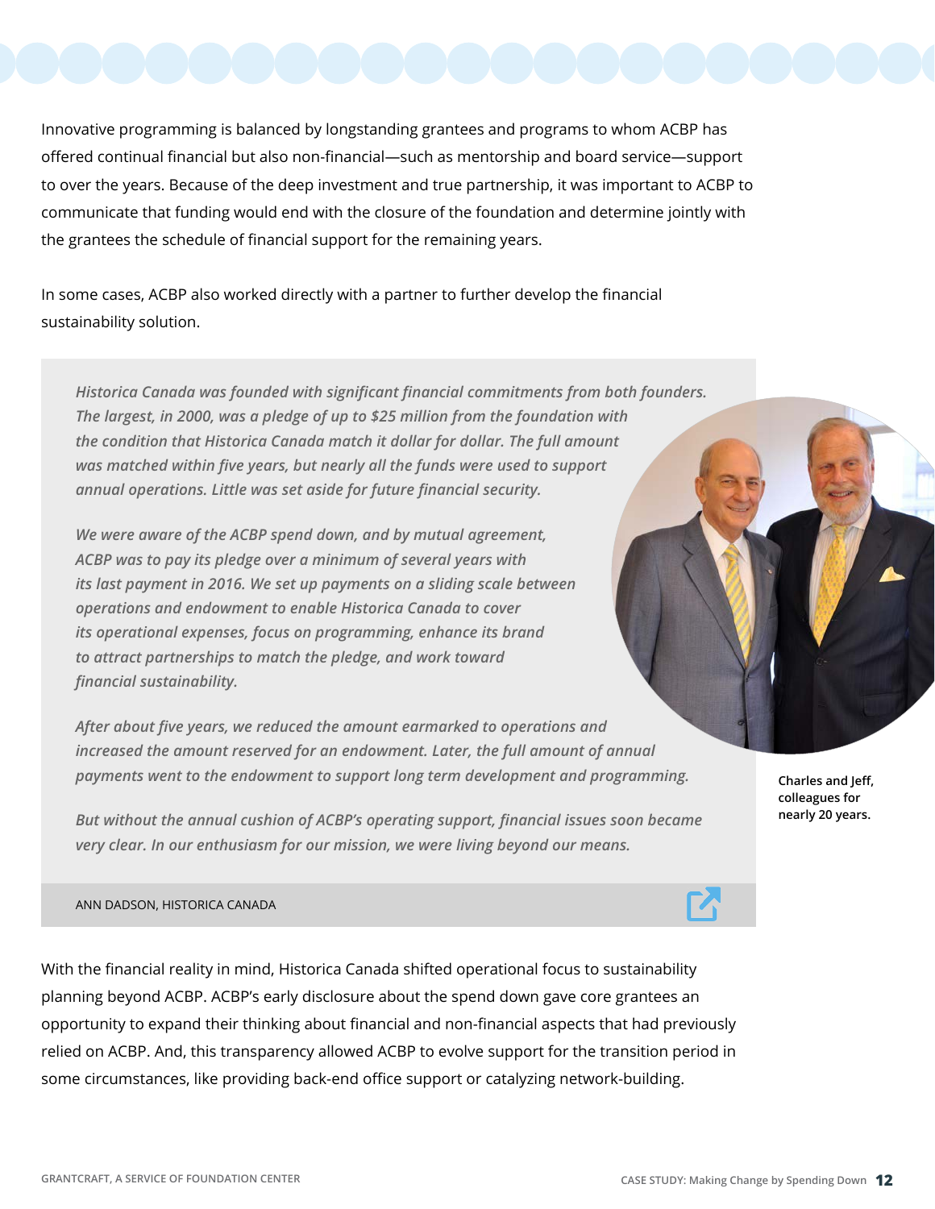Innovative programming is balanced by longstanding grantees and programs to whom ACBP has offered continual financial but also non-financial—such as mentorship and board service—support to over the years. Because of the deep investment and true partnership, it was important to ACBP to communicate that funding would end with the closure of the foundation and determine jointly with the grantees the schedule of financial support for the remaining years.

In some cases, ACBP also worked directly with a partner to further develop the financial sustainability solution.

> *Historica Canada was founded with significant financial commitments from both founders. The largest, in 2000, was a pledge of up to $25 million from the foundation with the condition that Historica Canada match it dollar for dollar. The full amount was matched within five years, but nearly all the funds were used to support annual operations. Little was set aside for future financial security.*
>
> *We were aware of the ACBP spend down, and by mutual agreement, ACBP was to pay its pledge over a minimum of several years with its last payment in 2016. We set up payments on a sliding scale between operations and endowment to enable Historica Canada to cover its operational expenses, focus on programming, enhance its brand to attract partnerships to match the pledge, and work toward financial sustainability.*
>
> *After about five years, we reduced the amount earmarked to operations and increased the amount reserved for an endowment. Later, the full amount of annual payments went to the endowment to support long term development and programming.*
>
> *But without the annual cushion of ACBP's operating support, financial issues soon became very clear. In our enthusiasm for our mission, we were living beyond our means.*
>
> ANN DADSON, HISTORICA CANADA

**Charles and Jeff, colleagues for nearly 20 years.**

With the financial reality in mind, Historica Canada shifted operational focus to sustainability planning beyond ACBP. ACBP's early disclosure about the spend down gave core grantees an opportunity to expand their thinking about financial and non-financial aspects that had previously relied on ACBP. And, this transparency allowed ACBP to evolve support for the transition period in some circumstances, like providing back-end office support or catalyzing network-building.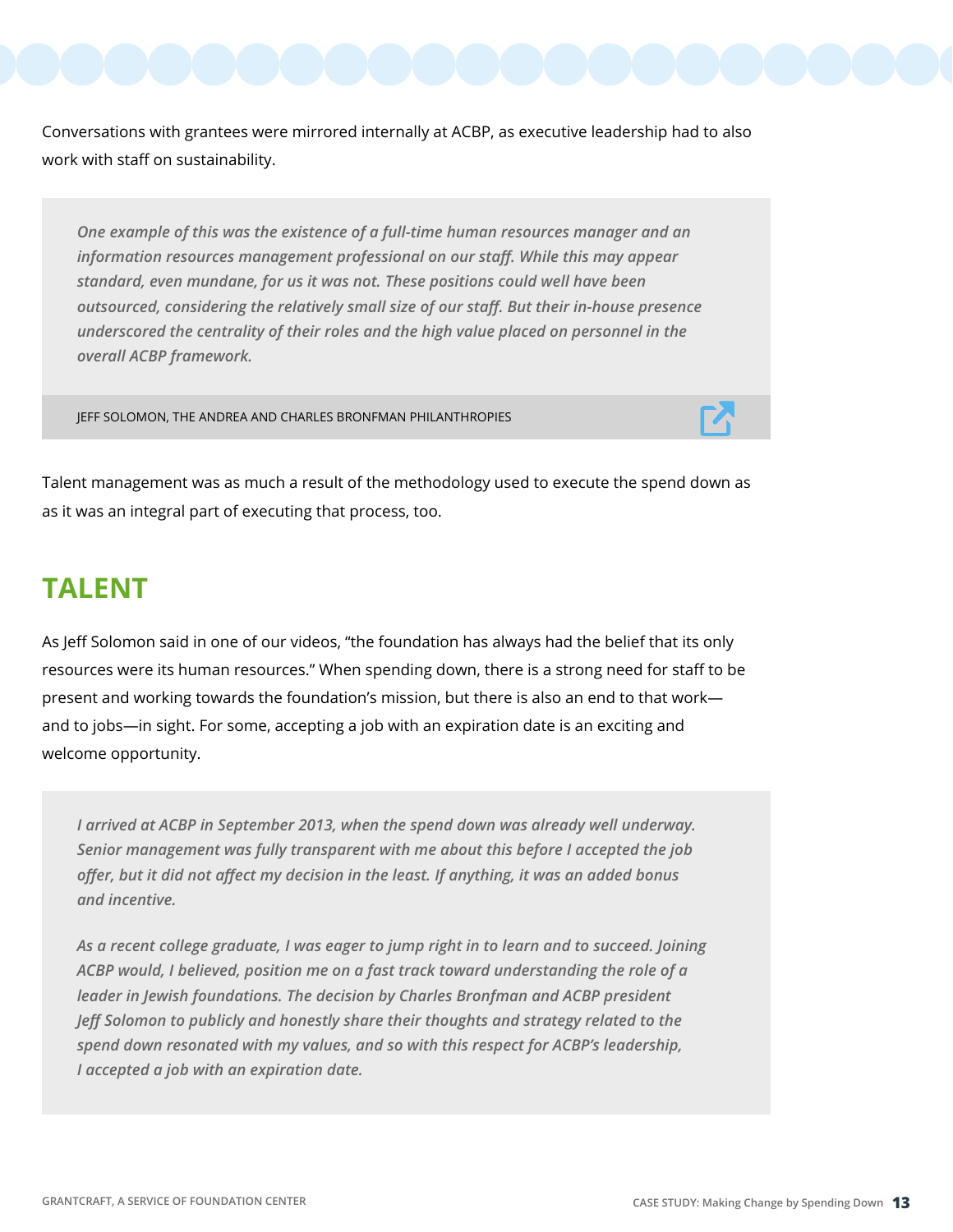Conversations with grantees were mirrored internally at ACBP, as executive leadership had to also work with staff on sustainability.

> *One example of this was the existence of a full-time human resources manager and an information resources management professional on our staff. While this may appear standard, even mundane, for us it was not. These positions could well have been outsourced, considering the relatively small size of our staff. But their in-house presence underscored the centrality of their roles and the high value placed on personnel in the overall ACBP framework.*
>
> JEFF SOLOMON, THE ANDREA AND CHARLES BRONFMAN PHILANTHROPIES

Talent management was as much a result of the methodology used to execute the spend down as as it was an integral part of executing that process, too.

## TALENT

As Jeff Solomon said in one of our videos, "the foundation has always had the belief that its only resources were its human resources." When spending down, there is a strong need for staff to be present and working towards the foundation's mission, but there is also an end to that work—and to jobs—in sight. For some, accepting a job with an expiration date is an exciting and welcome opportunity.

> *I arrived at ACBP in September 2013, when the spend down was already well underway. Senior management was fully transparent with me about this before I accepted the job offer, but it did not affect my decision in the least. If anything, it was an added bonus and incentive.*
>
> *As a recent college graduate, I was eager to jump right in to learn and to succeed. Joining ACBP would, I believed, position me on a fast track toward understanding the role of a leader in Jewish foundations. The decision by Charles Bronfman and ACBP president Jeff Solomon to publicly and honestly share their thoughts and strategy related to the spend down resonated with my values, and so with this respect for ACBP's leadership, I accepted a job with an expiration date.*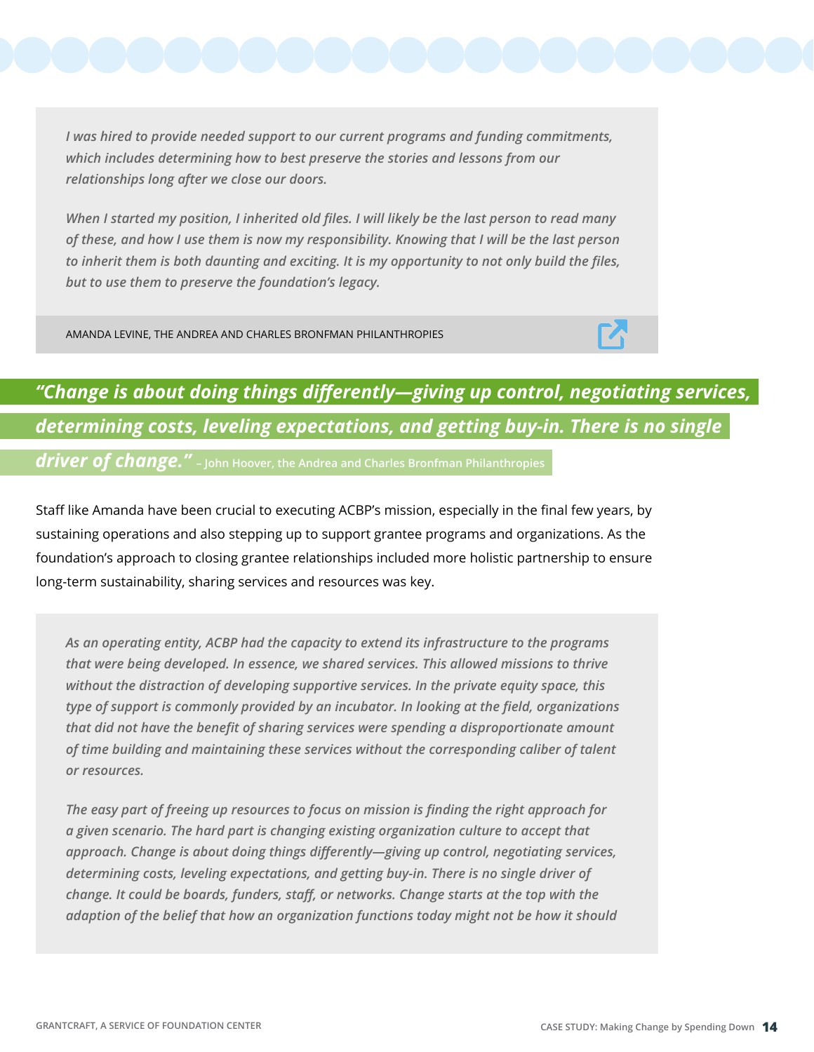*I was hired to provide needed support to our current programs and funding commitments, which includes determining how to best preserve the stories and lessons from our relationships long after we close our doors.*

*When I started my position, I inherited old files. I will likely be the last person to read many of these, and how I use them is now my responsibility. Knowing that I will be the last person to inherit them is both daunting and exciting. It is my opportunity to not only build the files, but to use them to preserve the foundation's legacy.*

AMANDA LEVINE, THE ANDREA AND CHARLES BRONFMAN PHILANTHROPIES

> ***"Change is about doing things differently—giving up control, negotiating services, determining costs, leveling expectations, and getting buy-in. There is no single driver of change."*** – John Hoover, the Andrea and Charles Bronfman Philanthropies

Staff like Amanda have been crucial to executing ACBP's mission, especially in the final few years, by sustaining operations and also stepping up to support grantee programs and organizations. As the foundation's approach to closing grantee relationships included more holistic partnership to ensure long-term sustainability, sharing services and resources was key.

*As an operating entity, ACBP had the capacity to extend its infrastructure to the programs that were being developed. In essence, we shared services. This allowed missions to thrive without the distraction of developing supportive services. In the private equity space, this type of support is commonly provided by an incubator. In looking at the field, organizations that did not have the benefit of sharing services were spending a disproportionate amount of time building and maintaining these services without the corresponding caliber of talent or resources.*

*The easy part of freeing up resources to focus on mission is finding the right approach for a given scenario. The hard part is changing existing organization culture to accept that approach. Change is about doing things differently—giving up control, negotiating services, determining costs, leveling expectations, and getting buy-in. There is no single driver of change. It could be boards, funders, staff, or networks. Change starts at the top with the adaption of the belief that how an organization functions today might not be how it should*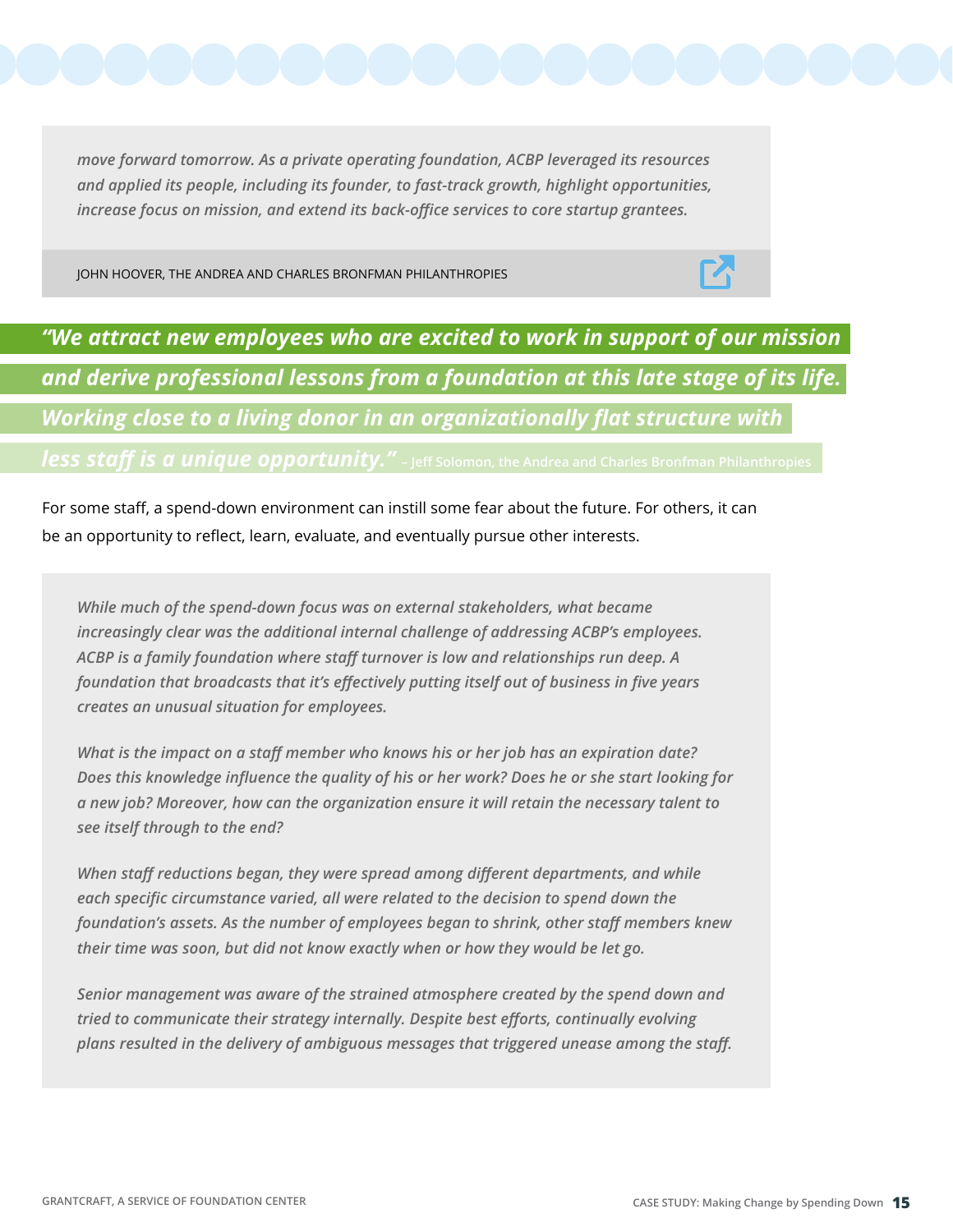*move forward tomorrow. As a private operating foundation, ACBP leveraged its resources and applied its people, including its founder, to fast-track growth, highlight opportunities, increase focus on mission, and extend its back-office services to core startup grantees.*

JOHN HOOVER, THE ANDREA AND CHARLES BRONFMAN PHILANTHROPIES

> ***"We attract new employees who are excited to work in support of our mission and derive professional lessons from a foundation at this late stage of its life. Working close to a living donor in an organizationally flat structure with less staff is a unique opportunity."*** – Jeff Solomon, the Andrea and Charles Bronfman Philanthropies

For some staff, a spend-down environment can instill some fear about the future. For others, it can be an opportunity to reflect, learn, evaluate, and eventually pursue other interests.

*While much of the spend-down focus was on external stakeholders, what became increasingly clear was the additional internal challenge of addressing ACBP's employees. ACBP is a family foundation where staff turnover is low and relationships run deep. A foundation that broadcasts that it's effectively putting itself out of business in five years creates an unusual situation for employees.*

*What is the impact on a staff member who knows his or her job has an expiration date? Does this knowledge influence the quality of his or her work? Does he or she start looking for a new job? Moreover, how can the organization ensure it will retain the necessary talent to see itself through to the end?*

*When staff reductions began, they were spread among different departments, and while each specific circumstance varied, all were related to the decision to spend down the foundation's assets. As the number of employees began to shrink, other staff members knew their time was soon, but did not know exactly when or how they would be let go.*

*Senior management was aware of the strained atmosphere created by the spend down and tried to communicate their strategy internally. Despite best efforts, continually evolving plans resulted in the delivery of ambiguous messages that triggered unease among the staff.*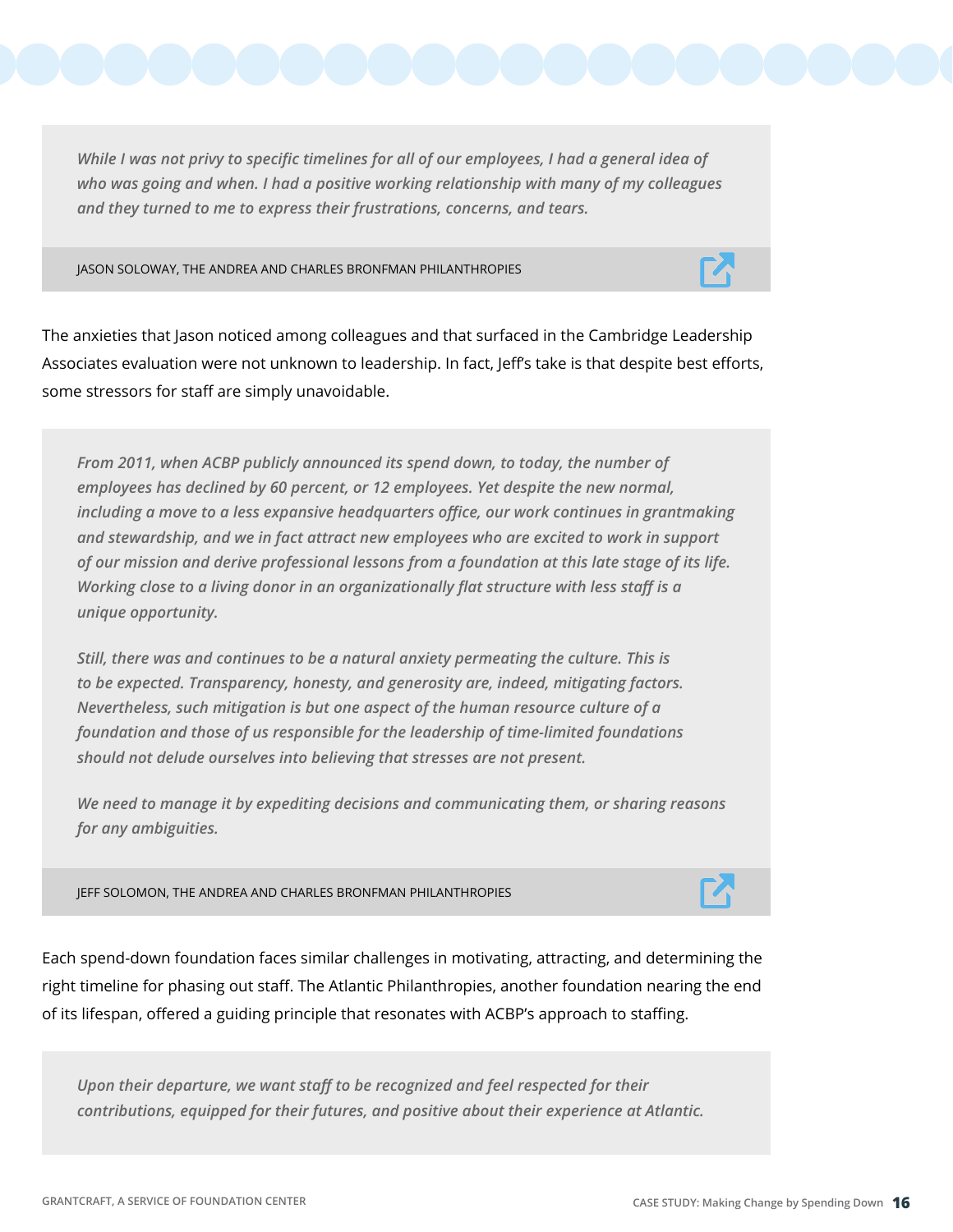> *While I was not privy to specific timelines for all of our employees, I had a general idea of who was going and when. I had a positive working relationship with many of my colleagues and they turned to me to express their frustrations, concerns, and tears.*
>
> JASON SOLOWAY, THE ANDREA AND CHARLES BRONFMAN PHILANTHROPIES

The anxieties that Jason noticed among colleagues and that surfaced in the Cambridge Leadership Associates evaluation were not unknown to leadership. In fact, Jeff's take is that despite best efforts, some stressors for staff are simply unavoidable.

> *From 2011, when ACBP publicly announced its spend down, to today, the number of employees has declined by 60 percent, or 12 employees. Yet despite the new normal, including a move to a less expansive headquarters office, our work continues in grantmaking and stewardship, and we in fact attract new employees who are excited to work in support of our mission and derive professional lessons from a foundation at this late stage of its life. Working close to a living donor in an organizationally flat structure with less staff is a unique opportunity.*
>
> *Still, there was and continues to be a natural anxiety permeating the culture. This is to be expected. Transparency, honesty, and generosity are, indeed, mitigating factors. Nevertheless, such mitigation is but one aspect of the human resource culture of a foundation and those of us responsible for the leadership of time-limited foundations should not delude ourselves into believing that stresses are not present.*
>
> *We need to manage it by expediting decisions and communicating them, or sharing reasons for any ambiguities.*
>
> JEFF SOLOMON, THE ANDREA AND CHARLES BRONFMAN PHILANTHROPIES

Each spend-down foundation faces similar challenges in motivating, attracting, and determining the right timeline for phasing out staff. The Atlantic Philanthropies, another foundation nearing the end of its lifespan, offered a guiding principle that resonates with ACBP's approach to staffing.

> *Upon their departure, we want staff to be recognized and feel respected for their contributions, equipped for their futures, and positive about their experience at Atlantic.*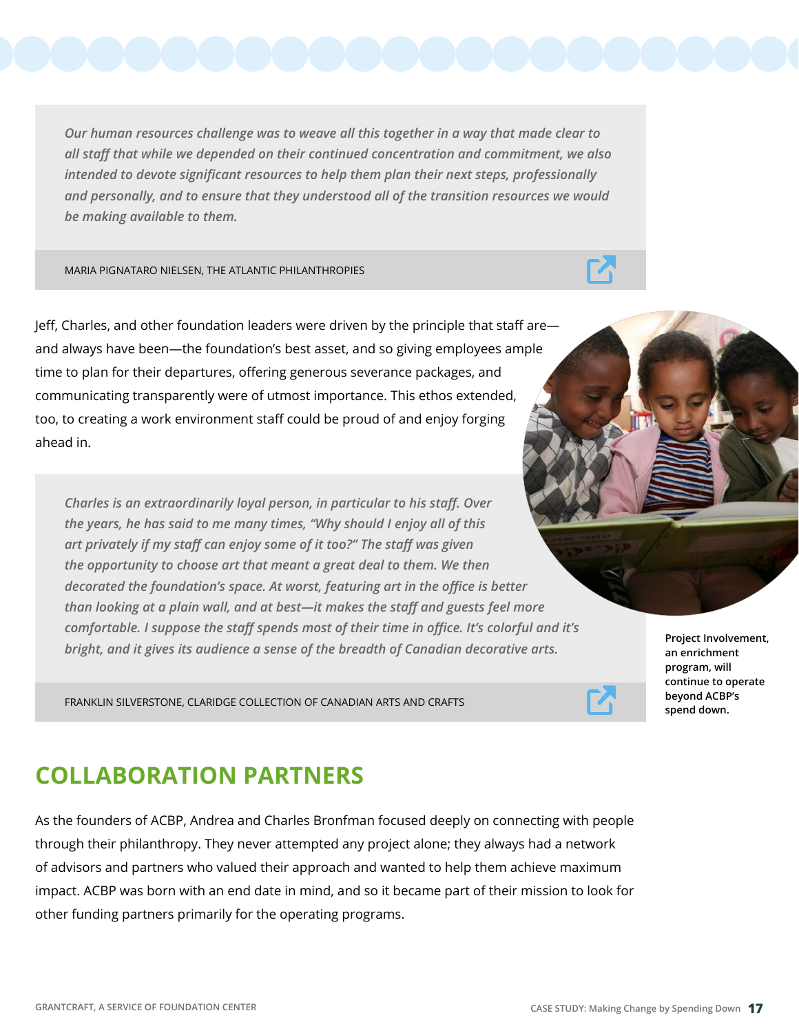> *Our human resources challenge was to weave all this together in a way that made clear to all staff that while we depended on their continued concentration and commitment, we also intended to devote significant resources to help them plan their next steps, professionally and personally, and to ensure that they understood all of the transition resources we would be making available to them.*
>
> MARIA PIGNATARO NIELSEN, THE ATLANTIC PHILANTHROPIES

Jeff, Charles, and other foundation leaders were driven by the principle that staff are—and always have been—the foundation's best asset, and so giving employees ample time to plan for their departures, offering generous severance packages, and communicating transparently were of utmost importance. This ethos extended, too, to creating a work environment staff could be proud of and enjoy forging ahead in.

> *Charles is an extraordinarily loyal person, in particular to his staff. Over the years, he has said to me many times, "Why should I enjoy all of this art privately if my staff can enjoy some of it too?" The staff was given the opportunity to choose art that meant a great deal to them. We then decorated the foundation's space. At worst, featuring art in the office is better than looking at a plain wall, and at best—it makes the staff and guests feel more comfortable. I suppose the staff spends most of their time in office. It's colorful and it's bright, and it gives its audience a sense of the breadth of Canadian decorative arts.*
>
> FRANKLIN SILVERSTONE, CLARIDGE COLLECTION OF CANADIAN ARTS AND CRAFTS

**Project Involvement, an enrichment program, will continue to operate beyond ACBP's spend down.**

## COLLABORATION PARTNERS

As the founders of ACBP, Andrea and Charles Bronfman focused deeply on connecting with people through their philanthropy. They never attempted any project alone; they always had a network of advisors and partners who valued their approach and wanted to help them achieve maximum impact. ACBP was born with an end date in mind, and so it became part of their mission to look for other funding partners primarily for the operating programs.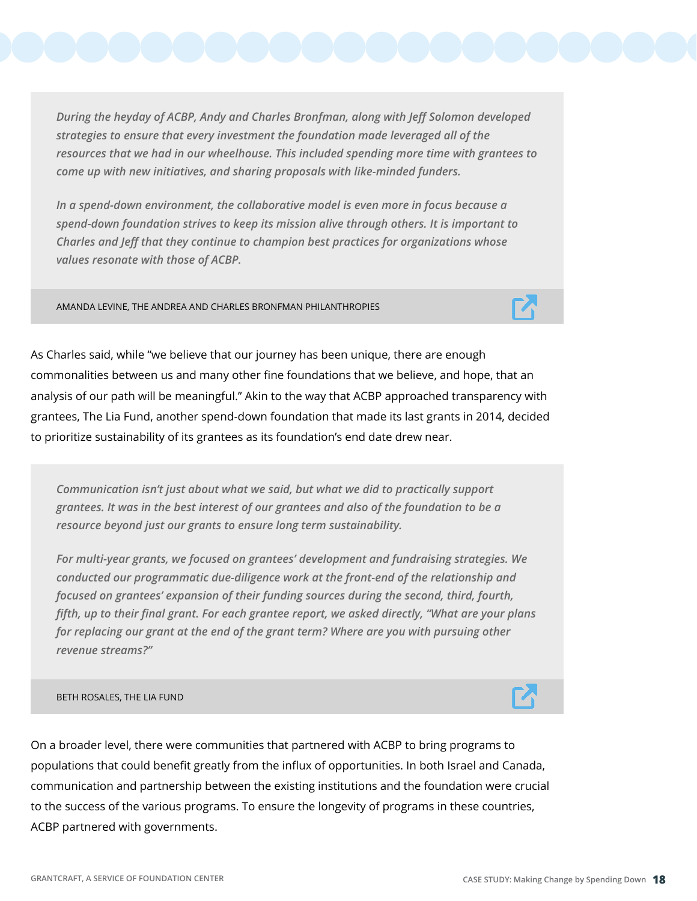> *During the heyday of ACBP, Andy and Charles Bronfman, along with Jeff Solomon developed strategies to ensure that every investment the foundation made leveraged all of the resources that we had in our wheelhouse. This included spending more time with grantees to come up with new initiatives, and sharing proposals with like-minded funders.*
>
> *In a spend-down environment, the collaborative model is even more in focus because a spend-down foundation strives to keep its mission alive through others. It is important to Charles and Jeff that they continue to champion best practices for organizations whose values resonate with those of ACBP.*
>
> AMANDA LEVINE, THE ANDREA AND CHARLES BRONFMAN PHILANTHROPIES

As Charles said, while "we believe that our journey has been unique, there are enough commonalities between us and many other fine foundations that we believe, and hope, that an analysis of our path will be meaningful." Akin to the way that ACBP approached transparency with grantees, The Lia Fund, another spend-down foundation that made its last grants in 2014, decided to prioritize sustainability of its grantees as its foundation's end date drew near.

> *Communication isn't just about what we said, but what we did to practically support grantees. It was in the best interest of our grantees and also of the foundation to be a resource beyond just our grants to ensure long term sustainability.*
>
> *For multi-year grants, we focused on grantees' development and fundraising strategies. We conducted our programmatic due-diligence work at the front-end of the relationship and focused on grantees' expansion of their funding sources during the second, third, fourth, fifth, up to their final grant. For each grantee report, we asked directly, "What are your plans for replacing our grant at the end of the grant term? Where are you with pursuing other revenue streams?"*
>
> BETH ROSALES, THE LIA FUND

On a broader level, there were communities that partnered with ACBP to bring programs to populations that could benefit greatly from the influx of opportunities. In both Israel and Canada, communication and partnership between the existing institutions and the foundation were crucial to the success of the various programs. To ensure the longevity of programs in these countries, ACBP partnered with governments.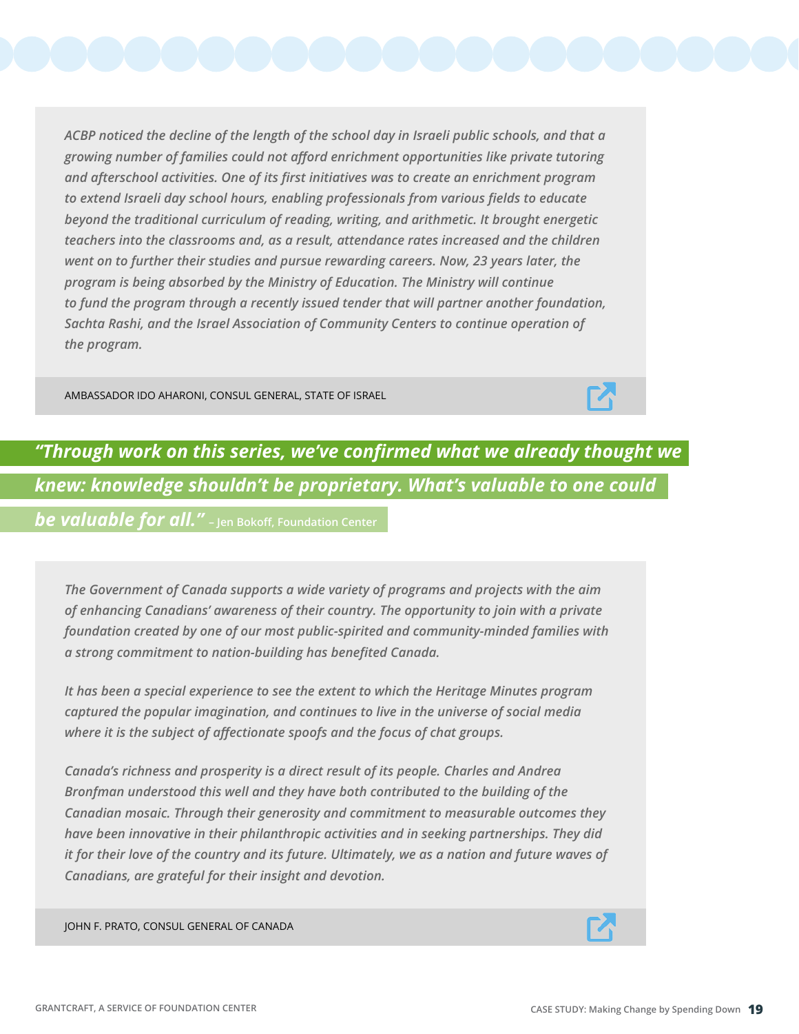*ACBP noticed the decline of the length of the school day in Israeli public schools, and that a growing number of families could not afford enrichment opportunities like private tutoring and afterschool activities. One of its first initiatives was to create an enrichment program to extend Israeli day school hours, enabling professionals from various fields to educate beyond the traditional curriculum of reading, writing, and arithmetic. It brought energetic teachers into the classrooms and, as a result, attendance rates increased and the children went on to further their studies and pursue rewarding careers. Now, 23 years later, the program is being absorbed by the Ministry of Education. The Ministry will continue to fund the program through a recently issued tender that will partner another foundation, Sachta Rashi, and the Israel Association of Community Centers to continue operation of the program.*

AMBASSADOR IDO AHARONI, CONSUL GENERAL, STATE OF ISRAEL

***"Through work on this series, we've confirmed what we already thought we knew: knowledge shouldn't be proprietary. What's valuable to one could be valuable for all."*** – Jen Bokoff, Foundation Center

*The Government of Canada supports a wide variety of programs and projects with the aim of enhancing Canadians' awareness of their country. The opportunity to join with a private foundation created by one of our most public-spirited and community-minded families with a strong commitment to nation-building has benefited Canada.*

*It has been a special experience to see the extent to which the Heritage Minutes program captured the popular imagination, and continues to live in the universe of social media where it is the subject of affectionate spoofs and the focus of chat groups.*

*Canada's richness and prosperity is a direct result of its people. Charles and Andrea Bronfman understood this well and they have both contributed to the building of the Canadian mosaic. Through their generosity and commitment to measurable outcomes they have been innovative in their philanthropic activities and in seeking partnerships. They did it for their love of the country and its future. Ultimately, we as a nation and future waves of Canadians, are grateful for their insight and devotion.*

JOHN F. PRATO, CONSUL GENERAL OF CANADA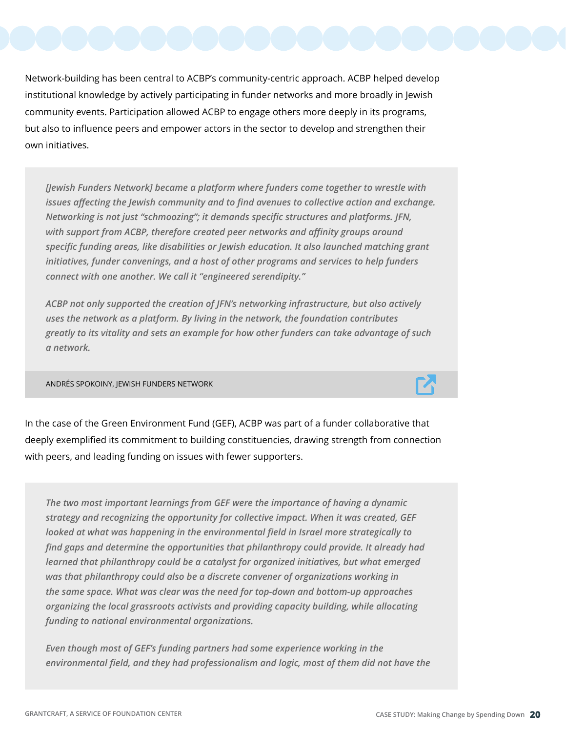Network-building has been central to ACBP's community-centric approach. ACBP helped develop institutional knowledge by actively participating in funder networks and more broadly in Jewish community events. Participation allowed ACBP to engage others more deeply in its programs, but also to influence peers and empower actors in the sector to develop and strengthen their own initiatives.

> *[Jewish Funders Network] became a platform where funders come together to wrestle with issues affecting the Jewish community and to find avenues to collective action and exchange. Networking is not just "schmoozing"; it demands specific structures and platforms. JFN, with support from ACBP, therefore created peer networks and affinity groups around specific funding areas, like disabilities or Jewish education. It also launched matching grant initiatives, funder convenings, and a host of other programs and services to help funders connect with one another. We call it "engineered serendipity."*
>
> *ACBP not only supported the creation of JFN's networking infrastructure, but also actively uses the network as a platform. By living in the network, the foundation contributes greatly to its vitality and sets an example for how other funders can take advantage of such a network.*
>
> ANDRÉS SPOKOINY, JEWISH FUNDERS NETWORK

In the case of the Green Environment Fund (GEF), ACBP was part of a funder collaborative that deeply exemplified its commitment to building constituencies, drawing strength from connection with peers, and leading funding on issues with fewer supporters.

> *The two most important learnings from GEF were the importance of having a dynamic strategy and recognizing the opportunity for collective impact. When it was created, GEF looked at what was happening in the environmental field in Israel more strategically to find gaps and determine the opportunities that philanthropy could provide. It already had learned that philanthropy could be a catalyst for organized initiatives, but what emerged was that philanthropy could also be a discrete convener of organizations working in the same space. What was clear was the need for top-down and bottom-up approaches organizing the local grassroots activists and providing capacity building, while allocating funding to national environmental organizations.*
>
> *Even though most of GEF's funding partners had some experience working in the environmental field, and they had professionalism and logic, most of them did not have the*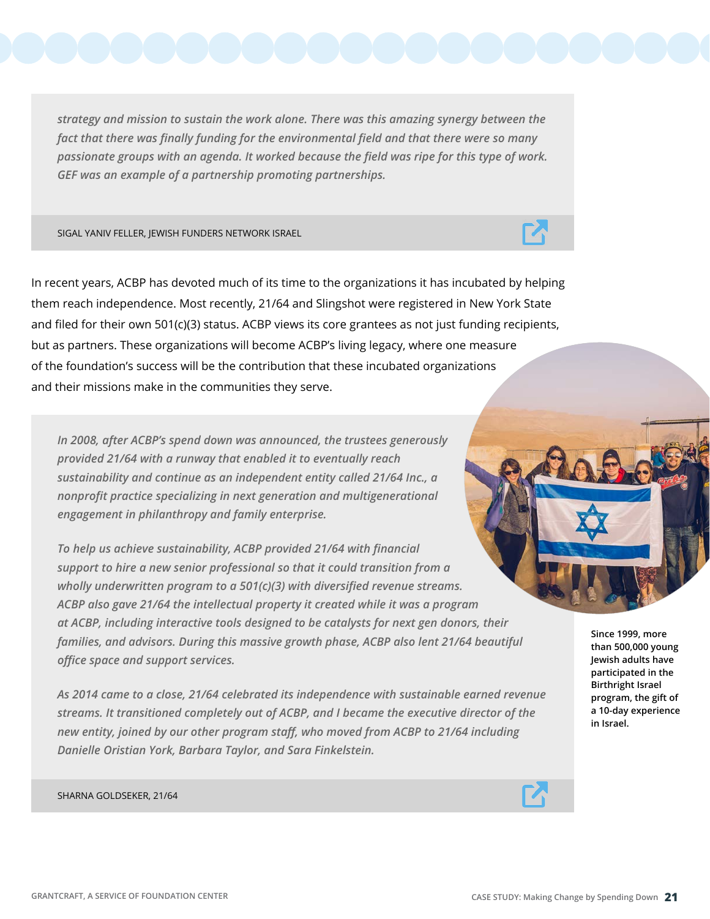*strategy and mission to sustain the work alone. There was this amazing synergy between the fact that there was finally funding for the environmental field and that there were so many passionate groups with an agenda. It worked because the field was ripe for this type of work. GEF was an example of a partnership promoting partnerships.*

SIGAL YANIV FELLER, JEWISH FUNDERS NETWORK ISRAEL

In recent years, ACBP has devoted much of its time to the organizations it has incubated by helping them reach independence. Most recently, 21/64 and Slingshot were registered in New York State and filed for their own 501(c)(3) status. ACBP views its core grantees as not just funding recipients, but as partners. These organizations will become ACBP's living legacy, where one measure of the foundation's success will be the contribution that these incubated organizations and their missions make in the communities they serve.

*In 2008, after ACBP's spend down was announced, the trustees generously provided 21/64 with a runway that enabled it to eventually reach sustainability and continue as an independent entity called 21/64 Inc., a nonprofit practice specializing in next generation and multigenerational engagement in philanthropy and family enterprise.*

*To help us achieve sustainability, ACBP provided 21/64 with financial support to hire a new senior professional so that it could transition from a wholly underwritten program to a 501(c)(3) with diversified revenue streams. ACBP also gave 21/64 the intellectual property it created while it was a program at ACBP, including interactive tools designed to be catalysts for next gen donors, their families, and advisors. During this massive growth phase, ACBP also lent 21/64 beautiful office space and support services.*

*As 2014 came to a close, 21/64 celebrated its independence with sustainable earned revenue streams. It transitioned completely out of ACBP, and I became the executive director of the new entity, joined by our other program staff, who moved from ACBP to 21/64 including Danielle Oristian York, Barbara Taylor, and Sara Finkelstein.*

SHARNA GOLDSEKER, 21/64

**Since 1999, more than 500,000 young Jewish adults have participated in the Birthright Israel program, the gift of a 10-day experience in Israel.**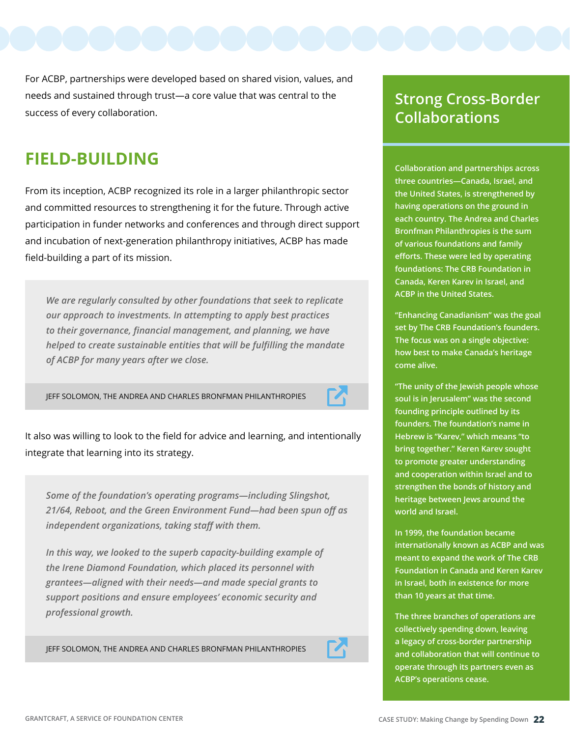For ACBP, partnerships were developed based on shared vision, values, and needs and sustained through trust—a core value that was central to the success of every collaboration.

## FIELD-BUILDING

From its inception, ACBP recognized its role in a larger philanthropic sector and committed resources to strengthening it for the future. Through active participation in funder networks and conferences and through direct support and incubation of next-generation philanthropy initiatives, ACBP has made field-building a part of its mission.

> *We are regularly consulted by other foundations that seek to replicate our approach to investments. In attempting to apply best practices to their governance, financial management, and planning, we have helped to create sustainable entities that will be fulfilling the mandate of ACBP for many years after we close.*
>
> JEFF SOLOMON, THE ANDREA AND CHARLES BRONFMAN PHILANTHROPIES

It also was willing to look to the field for advice and learning, and intentionally integrate that learning into its strategy.

> *Some of the foundation's operating programs—including Slingshot, 21/64, Reboot, and the Green Environment Fund—had been spun off as independent organizations, taking staff with them.*
>
> *In this way, we looked to the superb capacity-building example of the Irene Diamond Foundation, which placed its personnel with grantees—aligned with their needs—and made special grants to support positions and ensure employees' economic security and professional growth.*
>
> JEFF SOLOMON, THE ANDREA AND CHARLES BRONFMAN PHILANTHROPIES

### Strong Cross-Border Collaborations

Collaboration and partnerships across three countries—Canada, Israel, and the United States, is strengthened by having operations on the ground in each country. The Andrea and Charles Bronfman Philanthropies is the sum of various foundations and family efforts. These were led by operating foundations: The CRB Foundation in Canada, Keren Karev in Israel, and ACBP in the United States.

"Enhancing Canadianism" was the goal set by The CRB Foundation's founders. The focus was on a single objective: how best to make Canada's heritage come alive.

"The unity of the Jewish people whose soul is in Jerusalem" was the second founding principle outlined by its founders. The foundation's name in Hebrew is "Karev," which means "to bring together." Keren Karev sought to promote greater understanding and cooperation within Israel and to strengthen the bonds of history and heritage between Jews around the world and Israel.

In 1999, the foundation became internationally known as ACBP and was meant to expand the work of The CRB Foundation in Canada and Keren Karev in Israel, both in existence for more than 10 years at that time.

The three branches of operations are collectively spending down, leaving a legacy of cross-border partnership and collaboration that will continue to operate through its partners even as ACBP's operations cease.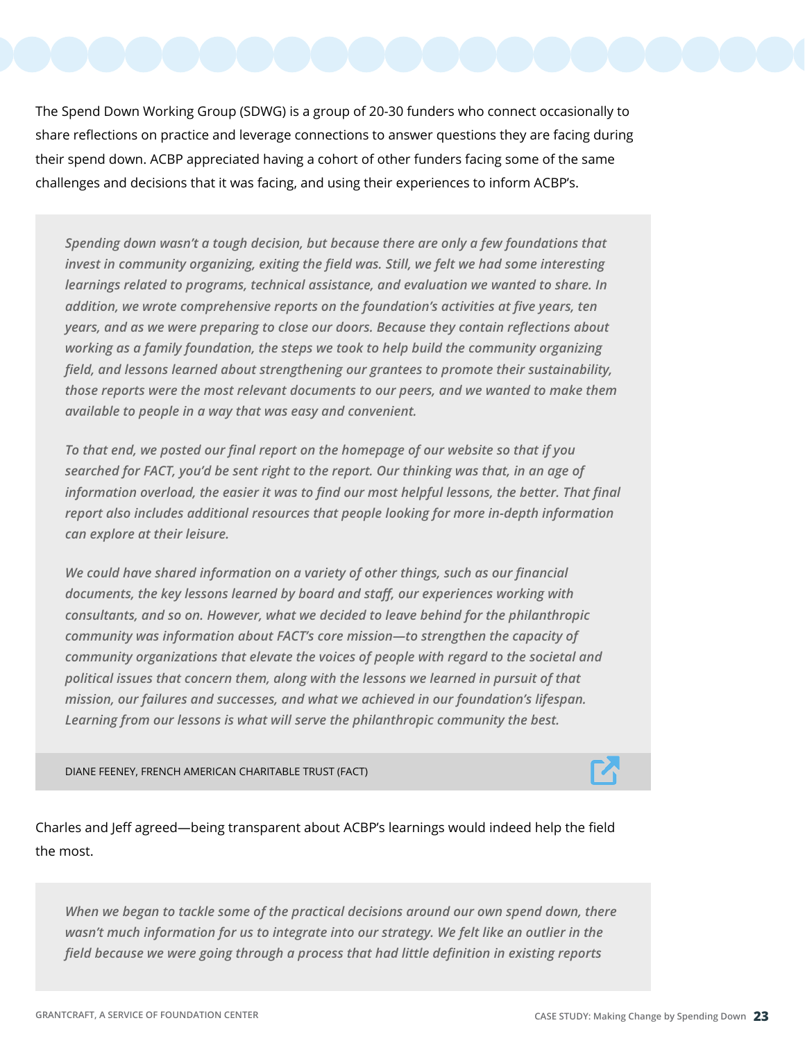The Spend Down Working Group (SDWG) is a group of 20-30 funders who connect occasionally to share reflections on practice and leverage connections to answer questions they are facing during their spend down. ACBP appreciated having a cohort of other funders facing some of the same challenges and decisions that it was facing, and using their experiences to inform ACBP's.

> *Spending down wasn't a tough decision, but because there are only a few foundations that invest in community organizing, exiting the field was. Still, we felt we had some interesting learnings related to programs, technical assistance, and evaluation we wanted to share. In addition, we wrote comprehensive reports on the foundation's activities at five years, ten years, and as we were preparing to close our doors. Because they contain reflections about working as a family foundation, the steps we took to help build the community organizing field, and lessons learned about strengthening our grantees to promote their sustainability, those reports were the most relevant documents to our peers, and we wanted to make them available to people in a way that was easy and convenient.*
>
> *To that end, we posted our final report on the homepage of our website so that if you searched for FACT, you'd be sent right to the report. Our thinking was that, in an age of information overload, the easier it was to find our most helpful lessons, the better. That final report also includes additional resources that people looking for more in-depth information can explore at their leisure.*
>
> *We could have shared information on a variety of other things, such as our financial documents, the key lessons learned by board and staff, our experiences working with consultants, and so on. However, what we decided to leave behind for the philanthropic community was information about FACT's core mission—to strengthen the capacity of community organizations that elevate the voices of people with regard to the societal and political issues that concern them, along with the lessons we learned in pursuit of that mission, our failures and successes, and what we achieved in our foundation's lifespan. Learning from our lessons is what will serve the philanthropic community the best.*
>
> DIANE FEENEY, FRENCH AMERICAN CHARITABLE TRUST (FACT)

Charles and Jeff agreed—being transparent about ACBP's learnings would indeed help the field the most.

> *When we began to tackle some of the practical decisions around our own spend down, there wasn't much information for us to integrate into our strategy. We felt like an outlier in the field because we were going through a process that had little definition in existing reports*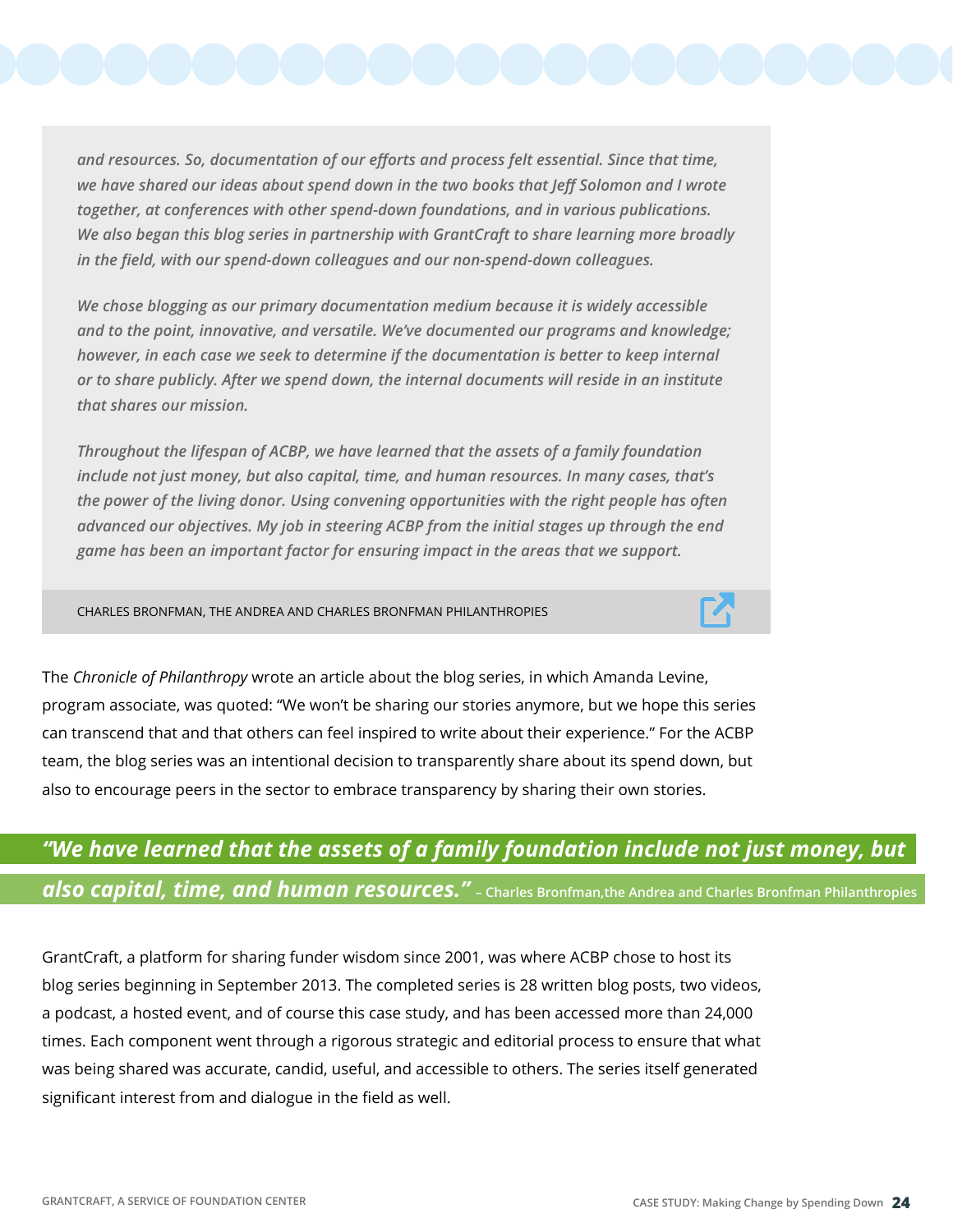*and resources. So, documentation of our efforts and process felt essential. Since that time, we have shared our ideas about spend down in the two books that Jeff Solomon and I wrote together, at conferences with other spend-down foundations, and in various publications. We also began this blog series in partnership with GrantCraft to share learning more broadly in the field, with our spend-down colleagues and our non-spend-down colleagues.*

*We chose blogging as our primary documentation medium because it is widely accessible and to the point, innovative, and versatile. We've documented our programs and knowledge; however, in each case we seek to determine if the documentation is better to keep internal or to share publicly. After we spend down, the internal documents will reside in an institute that shares our mission.*

*Throughout the lifespan of ACBP, we have learned that the assets of a family foundation include not just money, but also capital, time, and human resources. In many cases, that's the power of the living donor. Using convening opportunities with the right people has often advanced our objectives. My job in steering ACBP from the initial stages up through the end game has been an important factor for ensuring impact in the areas that we support.*

CHARLES BRONFMAN, THE ANDREA AND CHARLES BRONFMAN PHILANTHROPIES

The *Chronicle of Philanthropy* wrote an article about the blog series, in which Amanda Levine, program associate, was quoted: "We won't be sharing our stories anymore, but we hope this series can transcend that and that others can feel inspired to write about their experience." For the ACBP team, the blog series was an intentional decision to transparently share about its spend down, but also to encourage peers in the sector to embrace transparency by sharing their own stories.

> ***"We have learned that the assets of a family foundation include not just money, but also capital, time, and human resources."*** **– Charles Bronfman,the Andrea and Charles Bronfman Philanthropies**

GrantCraft, a platform for sharing funder wisdom since 2001, was where ACBP chose to host its blog series beginning in September 2013. The completed series is 28 written blog posts, two videos, a podcast, a hosted event, and of course this case study, and has been accessed more than 24,000 times. Each component went through a rigorous strategic and editorial process to ensure that what was being shared was accurate, candid, useful, and accessible to others. The series itself generated significant interest from and dialogue in the field as well.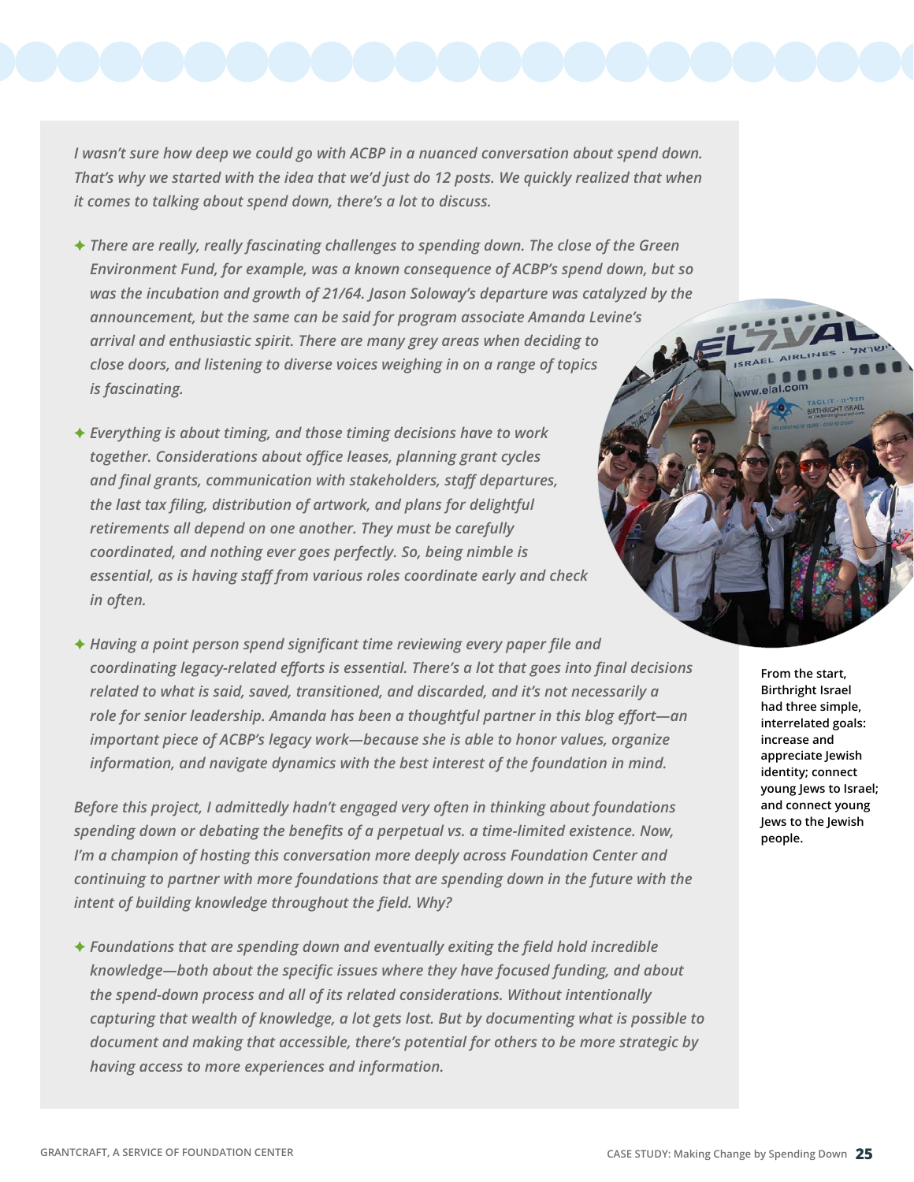*I wasn't sure how deep we could go with ACBP in a nuanced conversation about spend down. That's why we started with the idea that we'd just do 12 posts. We quickly realized that when it comes to talking about spend down, there's a lot to discuss.*

- *There are really, really fascinating challenges to spending down. The close of the Green Environment Fund, for example, was a known consequence of ACBP's spend down, but so was the incubation and growth of 21/64. Jason Soloway's departure was catalyzed by the announcement, but the same can be said for program associate Amanda Levine's arrival and enthusiastic spirit. There are many grey areas when deciding to close doors, and listening to diverse voices weighing in on a range of topics is fascinating.*

- *Everything is about timing, and those timing decisions have to work together. Considerations about office leases, planning grant cycles and final grants, communication with stakeholders, staff departures, the last tax filing, distribution of artwork, and plans for delightful retirements all depend on one another. They must be carefully coordinated, and nothing ever goes perfectly. So, being nimble is essential, as is having staff from various roles coordinate early and check in often.*

- *Having a point person spend significant time reviewing every paper file and coordinating legacy-related efforts is essential. There's a lot that goes into final decisions related to what is said, saved, transitioned, and discarded, and it's not necessarily a role for senior leadership. Amanda has been a thoughtful partner in this blog effort—an important piece of ACBP's legacy work—because she is able to honor values, organize information, and navigate dynamics with the best interest of the foundation in mind.*

*Before this project, I admittedly hadn't engaged very often in thinking about foundations spending down or debating the benefits of a perpetual vs. a time-limited existence. Now, I'm a champion of hosting this conversation more deeply across Foundation Center and continuing to partner with more foundations that are spending down in the future with the intent of building knowledge throughout the field. Why?*

- *Foundations that are spending down and eventually exiting the field hold incredible knowledge—both about the specific issues where they have focused funding, and about the spend-down process and all of its related considerations. Without intentionally capturing that wealth of knowledge, a lot gets lost. But by documenting what is possible to document and making that accessible, there's potential for others to be more strategic by having access to more experiences and information.*

**From the start, Birthright Israel had three simple, interrelated goals: increase and appreciate Jewish identity; connect young Jews to Israel; and connect young Jews to the Jewish people.**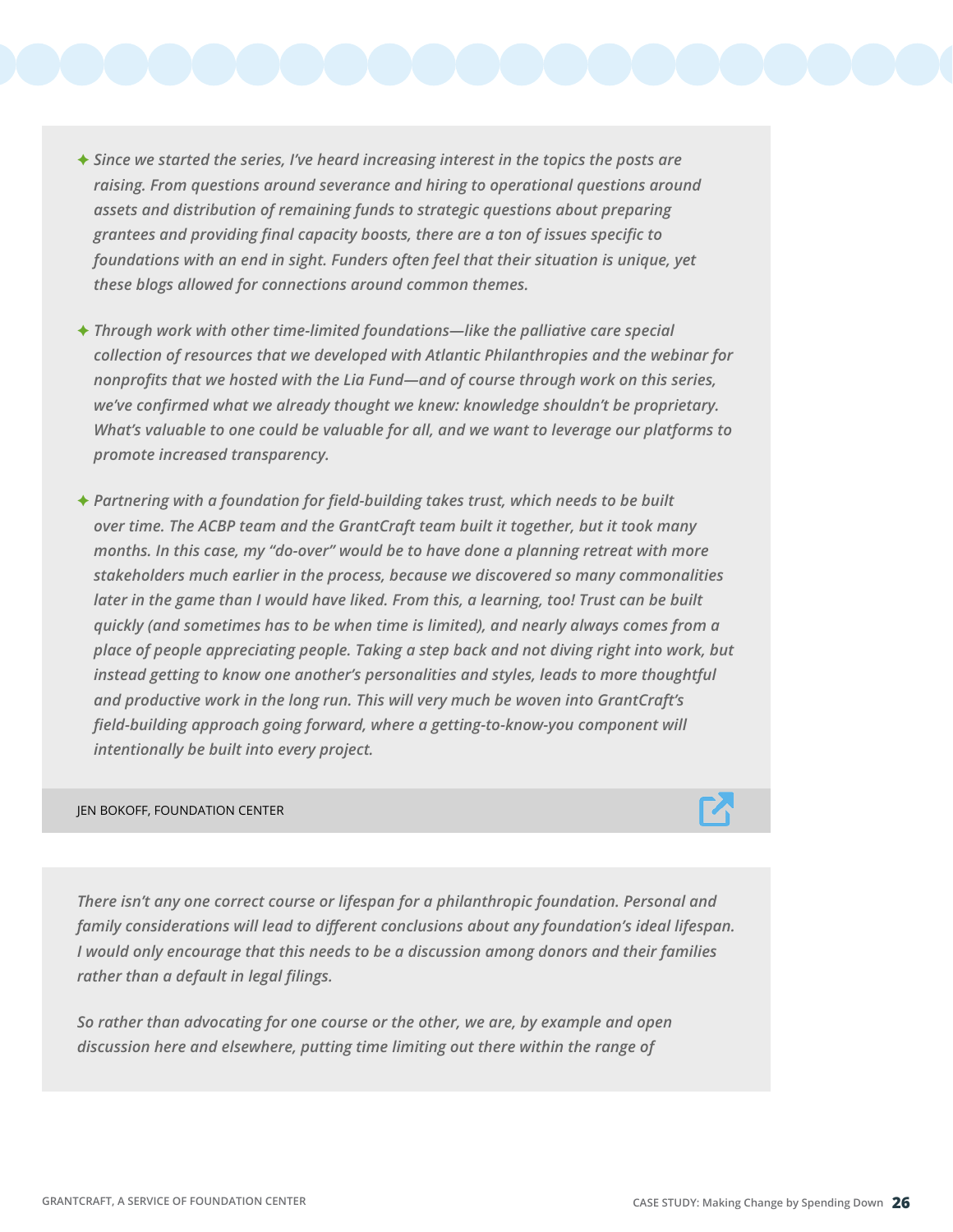- *Since we started the series, I've heard increasing interest in the topics the posts are raising. From questions around severance and hiring to operational questions around assets and distribution of remaining funds to strategic questions about preparing grantees and providing final capacity boosts, there are a ton of issues specific to foundations with an end in sight. Funders often feel that their situation is unique, yet these blogs allowed for connections around common themes.*

- *Through work with other time-limited foundations—like the palliative care special collection of resources that we developed with Atlantic Philanthropies and the webinar for nonprofits that we hosted with the Lia Fund—and of course through work on this series, we've confirmed what we already thought we knew: knowledge shouldn't be proprietary. What's valuable to one could be valuable for all, and we want to leverage our platforms to promote increased transparency.*

- *Partnering with a foundation for field-building takes trust, which needs to be built over time. The ACBP team and the GrantCraft team built it together, but it took many months. In this case, my "do-over" would be to have done a planning retreat with more stakeholders much earlier in the process, because we discovered so many commonalities later in the game than I would have liked. From this, a learning, too! Trust can be built quickly (and sometimes has to be when time is limited), and nearly always comes from a place of people appreciating people. Taking a step back and not diving right into work, but instead getting to know one another's personalities and styles, leads to more thoughtful and productive work in the long run. This will very much be woven into GrantCraft's field-building approach going forward, where a getting-to-know-you component will intentionally be built into every project.*

JEN BOKOFF, FOUNDATION CENTER

*There isn't any one correct course or lifespan for a philanthropic foundation. Personal and family considerations will lead to different conclusions about any foundation's ideal lifespan. I would only encourage that this needs to be a discussion among donors and their families rather than a default in legal filings.*

*So rather than advocating for one course or the other, we are, by example and open discussion here and elsewhere, putting time limiting out there within the range of*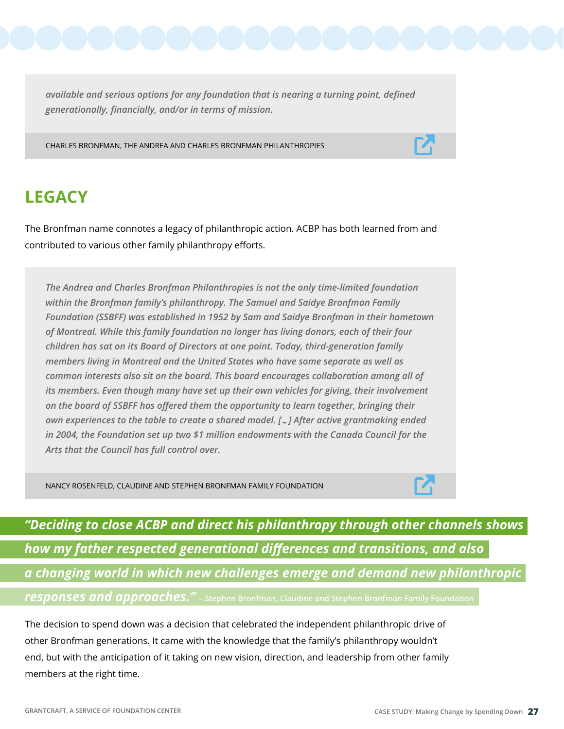> *available and serious options for any foundation that is nearing a turning point, defined generationally, financially, and/or in terms of mission.*
>
> CHARLES BRONFMAN, THE ANDREA AND CHARLES BRONFMAN PHILANTHROPIES

## LEGACY

The Bronfman name connotes a legacy of philanthropic action. ACBP has both learned from and contributed to various other family philanthropy efforts.

> *The Andrea and Charles Bronfman Philanthropies is not the only time-limited foundation within the Bronfman family's philanthropy. The Samuel and Saidye Bronfman Family Foundation (SSBFF) was established in 1952 by Sam and Saidye Bronfman in their hometown of Montreal. While this family foundation no longer has living donors, each of their four children has sat on its Board of Directors at one point. Today, third-generation family members living in Montreal and the United States who have some separate as well as common interests also sit on the board. This board encourages collaboration among all of its members. Even though many have set up their own vehicles for giving, their involvement on the board of SSBFF has offered them the opportunity to learn together, bringing their own experiences to the table to create a shared model. […] After active grantmaking ended in 2004, the Foundation set up two $1 million endowments with the Canada Council for the Arts that the Council has full control over.*
>
> NANCY ROSENFELD, CLAUDINE AND STEPHEN BRONFMAN FAMILY FOUNDATION

***"Deciding to close ACBP and direct his philanthropy through other channels shows how my father respected generational differences and transitions, and also a changing world in which new challenges emerge and demand new philanthropic responses and approaches."*** – Stephen Bronfman, Claudine and Stephen Bronfman Family Foundation

The decision to spend down was a decision that celebrated the independent philanthropic drive of other Bronfman generations. It came with the knowledge that the family's philanthropy wouldn't end, but with the anticipation of it taking on new vision, direction, and leadership from other family members at the right time.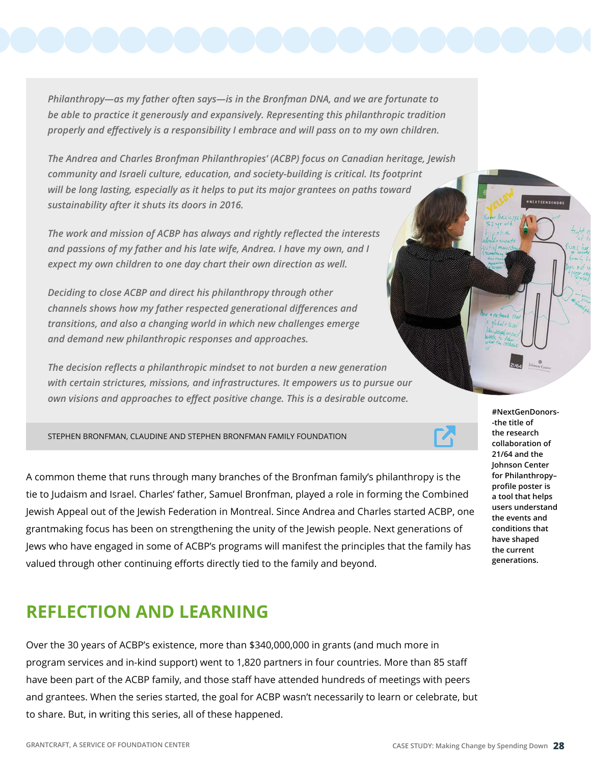*Philanthropy—as my father often says—is in the Bronfman DNA, and we are fortunate to be able to practice it generously and expansively. Representing this philanthropic tradition properly and effectively is a responsibility I embrace and will pass on to my own children.*

*The Andrea and Charles Bronfman Philanthropies' (ACBP) focus on Canadian heritage, Jewish community and Israeli culture, education, and society-building is critical. Its footprint will be long lasting, especially as it helps to put its major grantees on paths toward sustainability after it shuts its doors in 2016.*

*The work and mission of ACBP has always and rightly reflected the interests and passions of my father and his late wife, Andrea. I have my own, and I expect my own children to one day chart their own direction as well.*

*Deciding to close ACBP and direct his philanthropy through other channels shows how my father respected generational differences and transitions, and also a changing world in which new challenges emerge and demand new philanthropic responses and approaches.*

*The decision reflects a philanthropic mindset to not burden a new generation with certain strictures, missions, and infrastructures. It empowers us to pursue our own visions and approaches to effect positive change. This is a desirable outcome.*

STEPHEN BRONFMAN, CLAUDINE AND STEPHEN BRONFMAN FAMILY FOUNDATION

**#NextGenDonors--the title of the research collaboration of 21/64 and the Johnson Center for Philanthropy–profile poster is a tool that helps users understand the events and conditions that have shaped the current generations.**

A common theme that runs through many branches of the Bronfman family's philanthropy is the tie to Judaism and Israel. Charles' father, Samuel Bronfman, played a role in forming the Combined Jewish Appeal out of the Jewish Federation in Montreal. Since Andrea and Charles started ACBP, one grantmaking focus has been on strengthening the unity of the Jewish people. Next generations of Jews who have engaged in some of ACBP's programs will manifest the principles that the family has valued through other continuing efforts directly tied to the family and beyond.

## REFLECTION AND LEARNING

Over the 30 years of ACBP's existence, more than $340,000,000 in grants (and much more in program services and in-kind support) went to 1,820 partners in four countries. More than 85 staff have been part of the ACBP family, and those staff have attended hundreds of meetings with peers and grantees. When the series started, the goal for ACBP wasn't necessarily to learn or celebrate, but to share. But, in writing this series, all of these happened.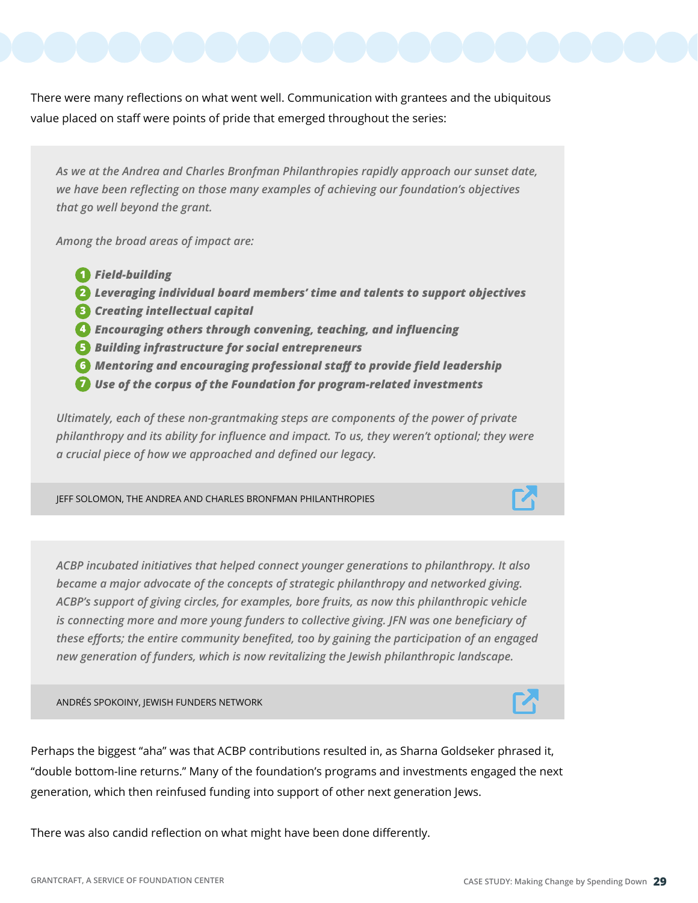There were many reflections on what went well. Communication with grantees and the ubiquitous value placed on staff were points of pride that emerged throughout the series:

> *As we at the Andrea and Charles Bronfman Philanthropies rapidly approach our sunset date, we have been reflecting on those many examples of achieving our foundation's objectives that go well beyond the grant.*
>
> *Among the broad areas of impact are:*
>
> 1. ***Field-building***
> 2. ***Leveraging individual board members' time and talents to support objectives***
> 3. ***Creating intellectual capital***
> 4. ***Encouraging others through convening, teaching, and influencing***
> 5. ***Building infrastructure for social entrepreneurs***
> 6. ***Mentoring and encouraging professional staff to provide field leadership***
> 7. ***Use of the corpus of the Foundation for program-related investments***
>
> *Ultimately, each of these non-grantmaking steps are components of the power of private philanthropy and its ability for influence and impact. To us, they weren't optional; they were a crucial piece of how we approached and defined our legacy.*
>
> JEFF SOLOMON, THE ANDREA AND CHARLES BRONFMAN PHILANTHROPIES

> *ACBP incubated initiatives that helped connect younger generations to philanthropy. It also became a major advocate of the concepts of strategic philanthropy and networked giving. ACBP's support of giving circles, for examples, bore fruits, as now this philanthropic vehicle is connecting more and more young funders to collective giving. JFN was one beneficiary of these efforts; the entire community benefited, too by gaining the participation of an engaged new generation of funders, which is now revitalizing the Jewish philanthropic landscape.*
>
> ANDRÉS SPOKOINY, JEWISH FUNDERS NETWORK

Perhaps the biggest "aha" was that ACBP contributions resulted in, as Sharna Goldseker phrased it, "double bottom-line returns." Many of the foundation's programs and investments engaged the next generation, which then reinfused funding into support of other next generation Jews.

There was also candid reflection on what might have been done differently.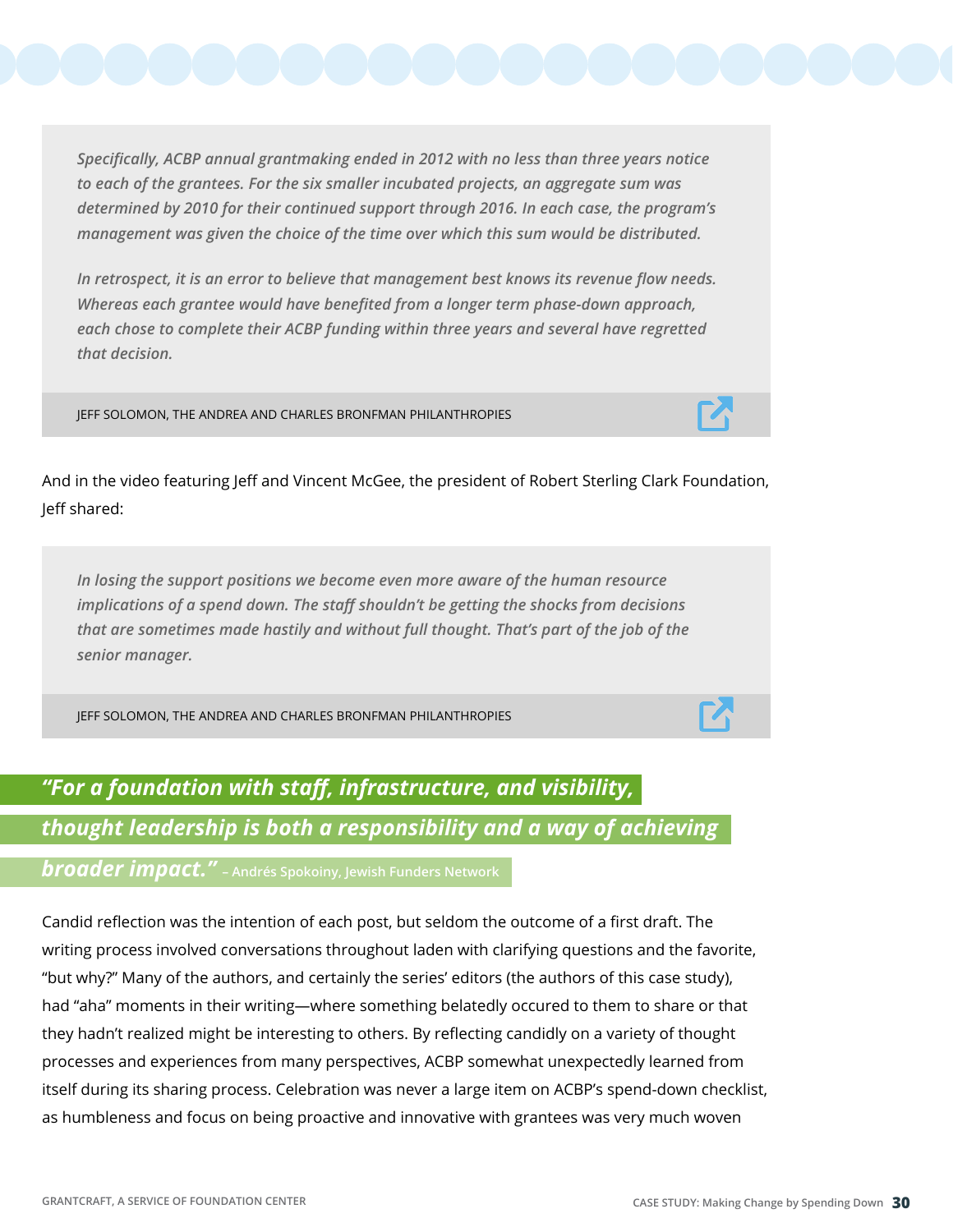> *Specifically, ACBP annual grantmaking ended in 2012 with no less than three years notice to each of the grantees. For the six smaller incubated projects, an aggregate sum was determined by 2010 for their continued support through 2016. In each case, the program's management was given the choice of the time over which this sum would be distributed.*
>
> *In retrospect, it is an error to believe that management best knows its revenue flow needs. Whereas each grantee would have benefited from a longer term phase-down approach, each chose to complete their ACBP funding within three years and several have regretted that decision.*
>
> JEFF SOLOMON, THE ANDREA AND CHARLES BRONFMAN PHILANTHROPIES

And in the video featuring Jeff and Vincent McGee, the president of Robert Sterling Clark Foundation, Jeff shared:

> *In losing the support positions we become even more aware of the human resource implications of a spend down. The staff shouldn't be getting the shocks from decisions that are sometimes made hastily and without full thought. That's part of the job of the senior manager.*
>
> JEFF SOLOMON, THE ANDREA AND CHARLES BRONFMAN PHILANTHROPIES

> ***"For a foundation with staff, infrastructure, and visibility, thought leadership is both a responsibility and a way of achieving broader impact."*** – Andrés Spokoiny, Jewish Funders Network

Candid reflection was the intention of each post, but seldom the outcome of a first draft. The writing process involved conversations throughout laden with clarifying questions and the favorite, "but why?" Many of the authors, and certainly the series' editors (the authors of this case study), had "aha" moments in their writing—where something belatedly occured to them to share or that they hadn't realized might be interesting to others. By reflecting candidly on a variety of thought processes and experiences from many perspectives, ACBP somewhat unexpectedly learned from itself during its sharing process. Celebration was never a large item on ACBP's spend-down checklist, as humbleness and focus on being proactive and innovative with grantees was very much woven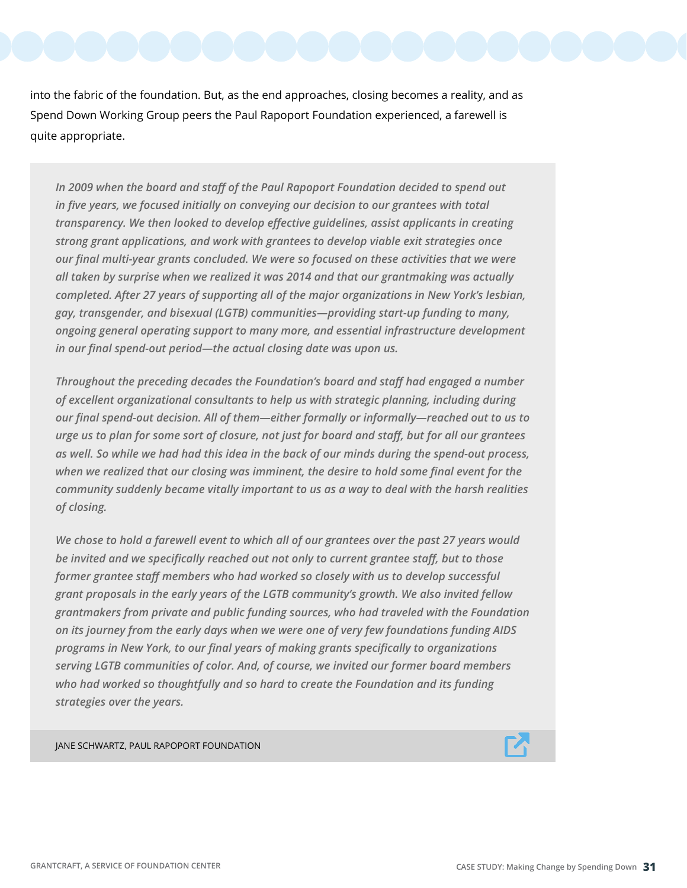into the fabric of the foundation. But, as the end approaches, closing becomes a reality, and as Spend Down Working Group peers the Paul Rapoport Foundation experienced, a farewell is quite appropriate.

> *In 2009 when the board and staff of the Paul Rapoport Foundation decided to spend out in five years, we focused initially on conveying our decision to our grantees with total transparency. We then looked to develop effective guidelines, assist applicants in creating strong grant applications, and work with grantees to develop viable exit strategies once our final multi-year grants concluded. We were so focused on these activities that we were all taken by surprise when we realized it was 2014 and that our grantmaking was actually completed. After 27 years of supporting all of the major organizations in New York's lesbian, gay, transgender, and bisexual (LGTB) communities—providing start-up funding to many, ongoing general operating support to many more, and essential infrastructure development in our final spend-out period—the actual closing date was upon us.*
>
> *Throughout the preceding decades the Foundation's board and staff had engaged a number of excellent organizational consultants to help us with strategic planning, including during our final spend-out decision. All of them—either formally or informally—reached out to us to urge us to plan for some sort of closure, not just for board and staff, but for all our grantees as well. So while we had had this idea in the back of our minds during the spend-out process, when we realized that our closing was imminent, the desire to hold some final event for the community suddenly became vitally important to us as a way to deal with the harsh realities of closing.*
>
> *We chose to hold a farewell event to which all of our grantees over the past 27 years would be invited and we specifically reached out not only to current grantee staff, but to those former grantee staff members who had worked so closely with us to develop successful grant proposals in the early years of the LGTB community's growth. We also invited fellow grantmakers from private and public funding sources, who had traveled with the Foundation on its journey from the early days when we were one of very few foundations funding AIDS programs in New York, to our final years of making grants specifically to organizations serving LGTB communities of color. And, of course, we invited our former board members who had worked so thoughtfully and so hard to create the Foundation and its funding strategies over the years.*
>
> JANE SCHWARTZ, PAUL RAPOPORT FOUNDATION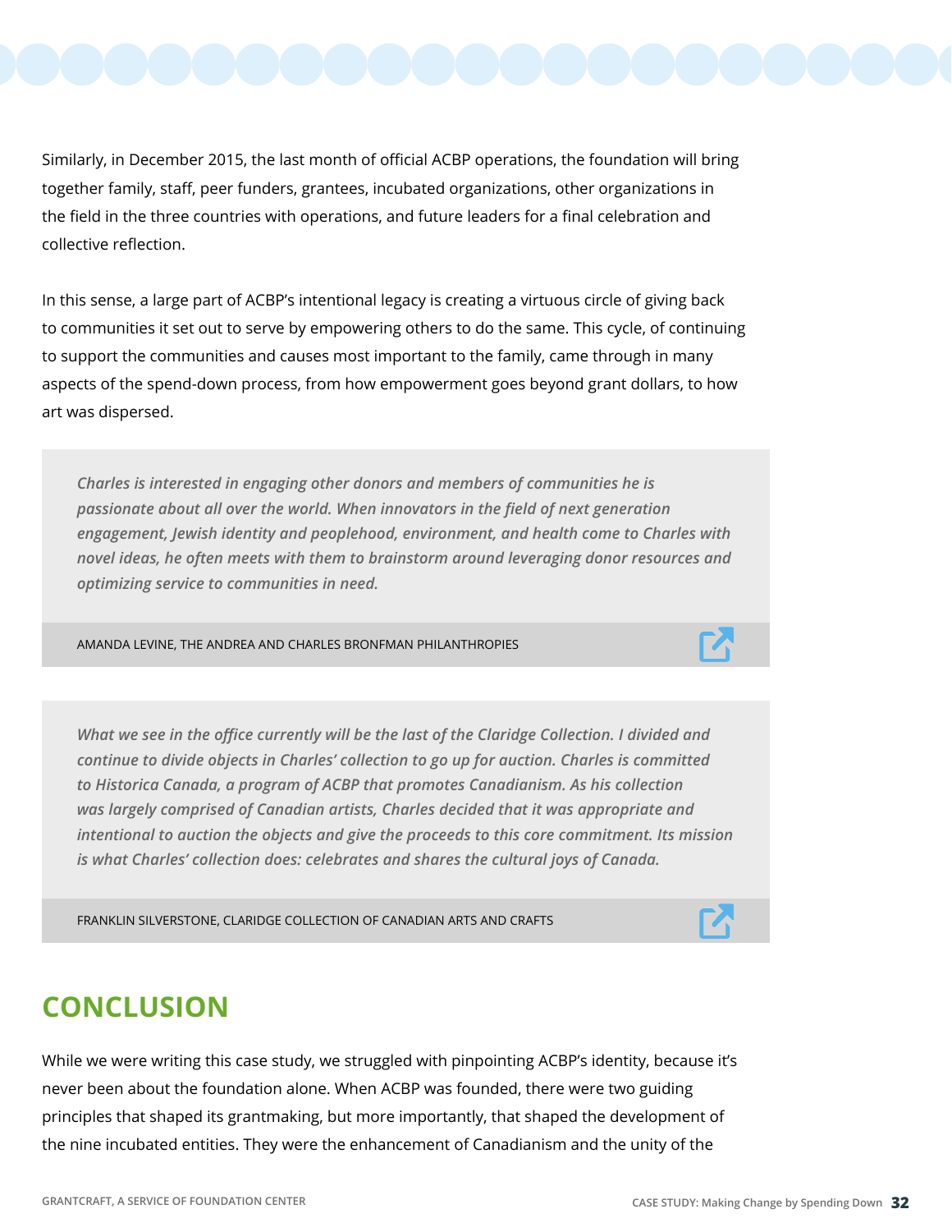Similarly, in December 2015, the last month of official ACBP operations, the foundation will bring together family, staff, peer funders, grantees, incubated organizations, other organizations in the field in the three countries with operations, and future leaders for a final celebration and collective reflection.

In this sense, a large part of ACBP's intentional legacy is creating a virtuous circle of giving back to communities it set out to serve by empowering others to do the same. This cycle, of continuing to support the communities and causes most important to the family, came through in many aspects of the spend-down process, from how empowerment goes beyond grant dollars, to how art was dispersed.

> *Charles is interested in engaging other donors and members of communities he is passionate about all over the world. When innovators in the field of next generation engagement, Jewish identity and peoplehood, environment, and health come to Charles with novel ideas, he often meets with them to brainstorm around leveraging donor resources and optimizing service to communities in need.*
>
> AMANDA LEVINE, THE ANDREA AND CHARLES BRONFMAN PHILANTHROPIES

> *What we see in the office currently will be the last of the Claridge Collection. I divided and continue to divide objects in Charles' collection to go up for auction. Charles is committed to Historica Canada, a program of ACBP that promotes Canadianism. As his collection was largely comprised of Canadian artists, Charles decided that it was appropriate and intentional to auction the objects and give the proceeds to this core commitment. Its mission is what Charles' collection does: celebrates and shares the cultural joys of Canada.*
>
> FRANKLIN SILVERSTONE, CLARIDGE COLLECTION OF CANADIAN ARTS AND CRAFTS

## CONCLUSION

While we were writing this case study, we struggled with pinpointing ACBP's identity, because it's never been about the foundation alone. When ACBP was founded, there were two guiding principles that shaped its grantmaking, but more importantly, that shaped the development of the nine incubated entities. They were the enhancement of Canadianism and the unity of the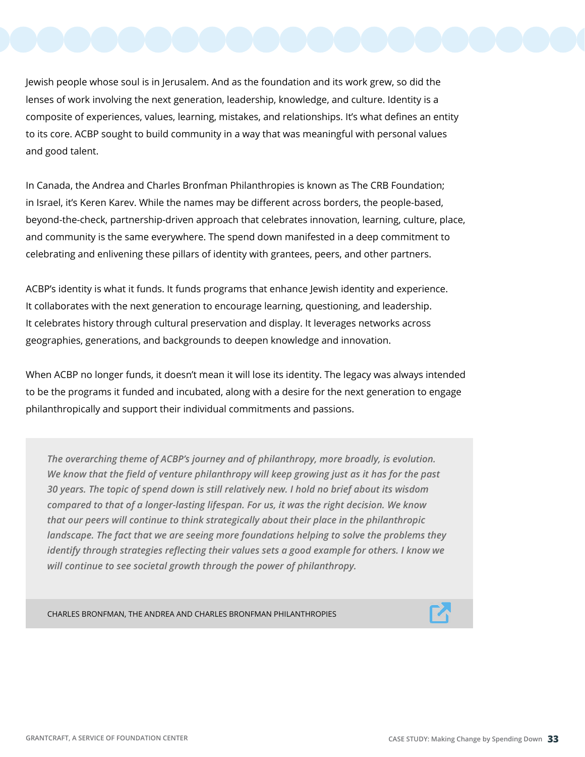Jewish people whose soul is in Jerusalem. And as the foundation and its work grew, so did the lenses of work involving the next generation, leadership, knowledge, and culture. Identity is a composite of experiences, values, learning, mistakes, and relationships. It's what defines an entity to its core. ACBP sought to build community in a way that was meaningful with personal values and good talent.

In Canada, the Andrea and Charles Bronfman Philanthropies is known as The CRB Foundation; in Israel, it's Keren Karev. While the names may be different across borders, the people-based, beyond-the-check, partnership-driven approach that celebrates innovation, learning, culture, place, and community is the same everywhere. The spend down manifested in a deep commitment to celebrating and enlivening these pillars of identity with grantees, peers, and other partners.

ACBP's identity is what it funds. It funds programs that enhance Jewish identity and experience. It collaborates with the next generation to encourage learning, questioning, and leadership. It celebrates history through cultural preservation and display. It leverages networks across geographies, generations, and backgrounds to deepen knowledge and innovation.

When ACBP no longer funds, it doesn't mean it will lose its identity. The legacy was always intended to be the programs it funded and incubated, along with a desire for the next generation to engage philanthropically and support their individual commitments and passions.

> *The overarching theme of ACBP's journey and of philanthropy, more broadly, is evolution. We know that the field of venture philanthropy will keep growing just as it has for the past 30 years. The topic of spend down is still relatively new. I hold no brief about its wisdom compared to that of a longer-lasting lifespan. For us, it was the right decision. We know that our peers will continue to think strategically about their place in the philanthropic landscape. The fact that we are seeing more foundations helping to solve the problems they identify through strategies reflecting their values sets a good example for others. I know we will continue to see societal growth through the power of philanthropy.*
>
> CHARLES BRONFMAN, THE ANDREA AND CHARLES BRONFMAN PHILANTHROPIES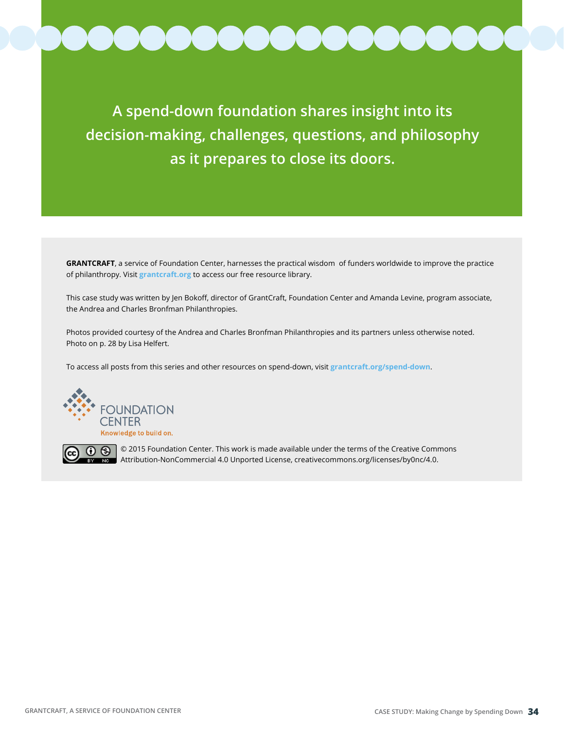A spend-down foundation shares insight into its decision-making, challenges, questions, and philosophy as it prepares to close its doors.

**GRANTCRAFT**, a service of Foundation Center, harnesses the practical wisdom of funders worldwide to improve the practice of philanthropy. Visit **grantcraft.org** to access our free resource library.

This case study was written by Jen Bokoff, director of GrantCraft, Foundation Center and Amanda Levine, program associate, the Andrea and Charles Bronfman Philanthropies.

Photos provided courtesy of the Andrea and Charles Bronfman Philanthropies and its partners unless otherwise noted. Photo on p. 28 by Lisa Helfert.

To access all posts from this series and other resources on spend-down, visit **grantcraft.org/spend-down**.

FOUNDATION CENTER
Knowledge to build on.

© 2015 Foundation Center. This work is made available under the terms of the Creative Commons Attribution-NonCommercial 4.0 Unported License, creativecommons.org/licenses/by0nc/4.0.